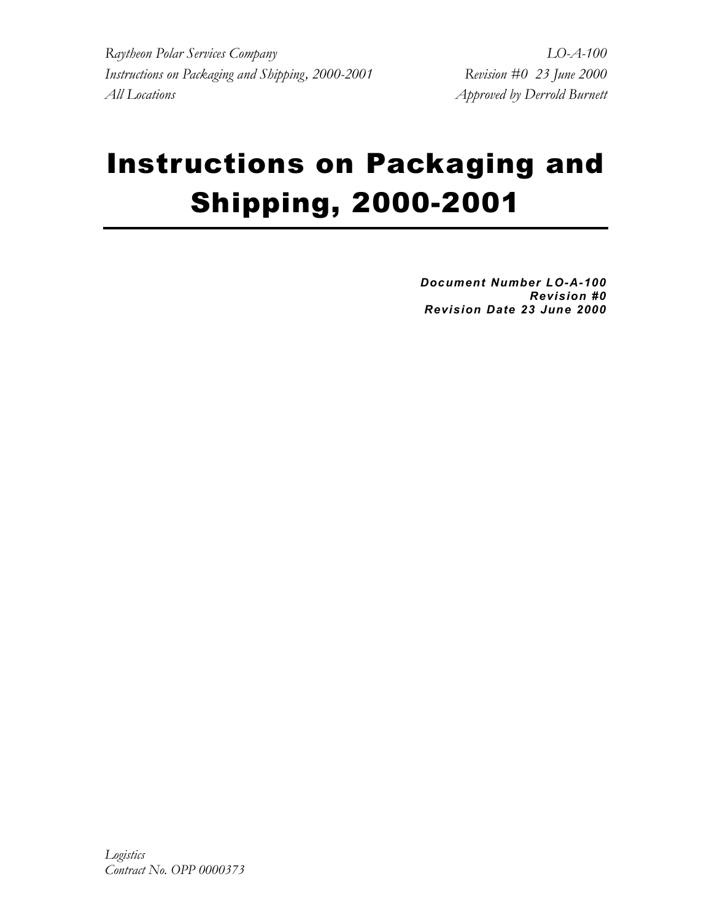# Instructions on Packaging and Shipping, 2000-2001

***Document Number LO-A-100***
***Revision #0***
***Revision Date 23 June 2000***

*Logistics*
*Contract No. OPP 0000373*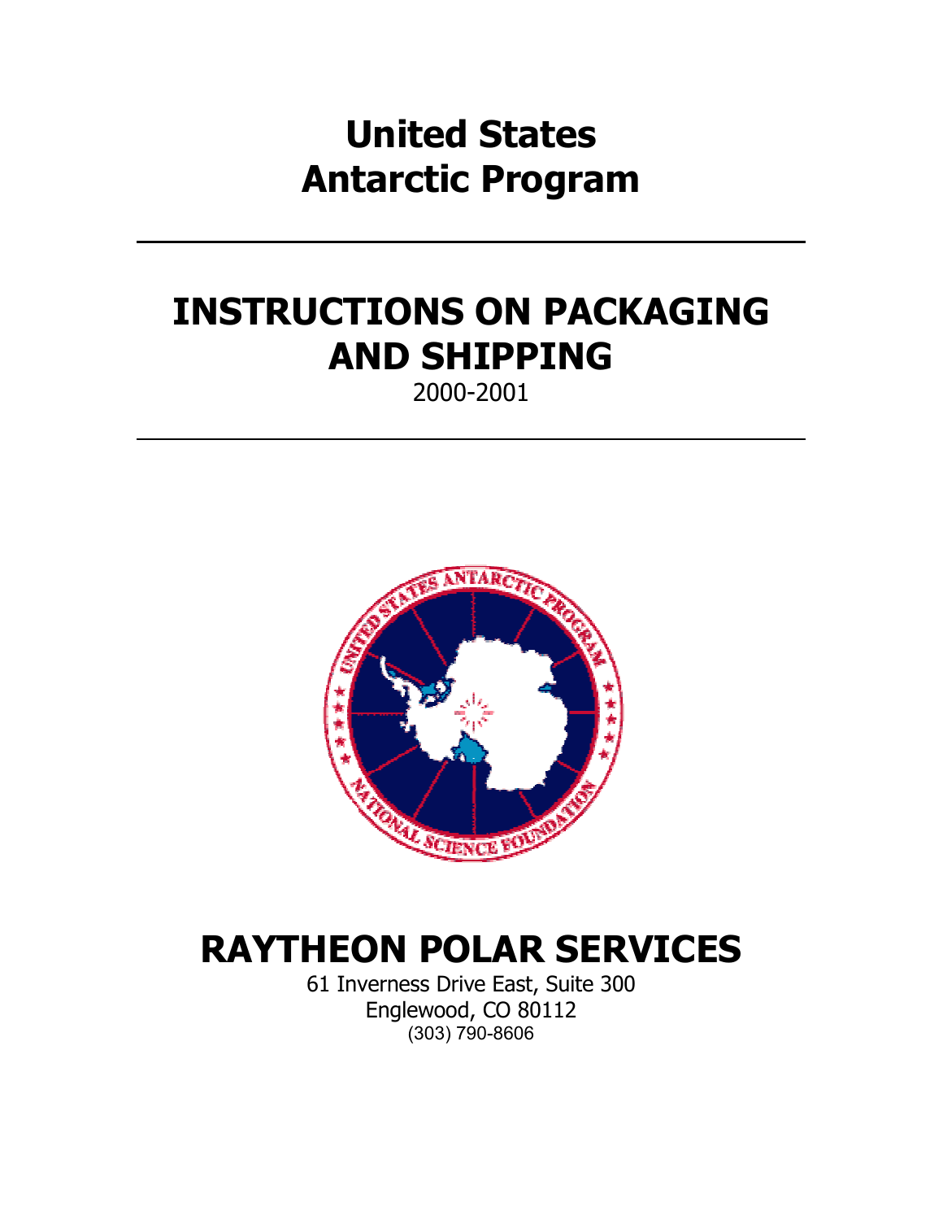# United States Antarctic Program

---

# INSTRUCTIONS ON PACKAGING AND SHIPPING

2000-2001

---

# RAYTHEON POLAR SERVICES

61 Inverness Drive East, Suite 300
Englewood, CO 80112
(303) 790-8606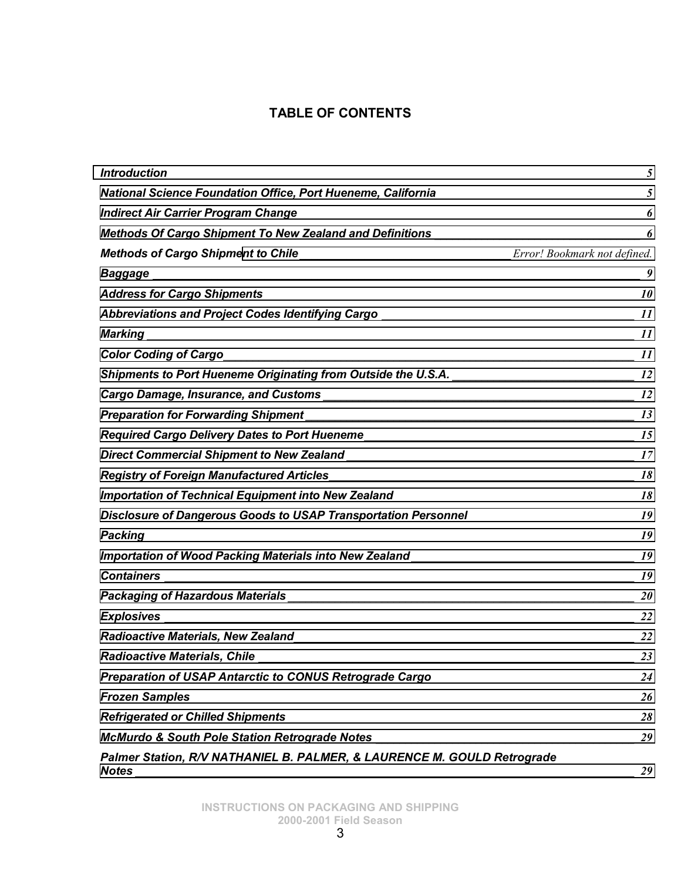# TABLE OF CONTENTS

| | |
|---|---|
| *Introduction* | *5* |
| *National Science Foundation Office, Port Hueneme, California* | *5* |
| *Indirect Air Carrier Program Change* | *6* |
| *Methods Of Cargo Shipment To New Zealand and Definitions* | *6* |
| *Methods of Cargo Shipment to Chile* | *Error! Bookmark not defined.* |
| *Baggage* | *9* |
| *Address for Cargo Shipments* | *10* |
| *Abbreviations and Project Codes Identifying Cargo* | *11* |
| *Marking* | *11* |
| *Color Coding of Cargo* | *11* |
| *Shipments to Port Hueneme Originating from Outside the U.S.A.* | *12* |
| *Cargo Damage, Insurance, and Customs* | *12* |
| *Preparation for Forwarding Shipment* | *13* |
| *Required Cargo Delivery Dates to Port Hueneme* | *15* |
| *Direct Commercial Shipment to New Zealand* | *17* |
| *Registry of Foreign Manufactured Articles* | *18* |
| *Importation of Technical Equipment into New Zealand* | *18* |
| *Disclosure of Dangerous Goods to USAP Transportation Personnel* | *19* |
| *Packing* | *19* |
| *Importation of Wood Packing Materials into New Zealand* | *19* |
| *Containers* | *19* |
| *Packaging of Hazardous Materials* | *20* |
| *Explosives* | *22* |
| *Radioactive Materials, New Zealand* | *22* |
| *Radioactive Materials, Chile* | *23* |
| *Preparation of USAP Antarctic to CONUS Retrograde Cargo* | *24* |
| *Frozen Samples* | *26* |
| *Refrigerated or Chilled Shipments* | *28* |
| *McMurdo & South Pole Station Retrograde Notes* | *29* |
| *Palmer Station, R/V NATHANIEL B. PALMER, & LAURENCE M. GOULD Retrograde Notes* | *29* |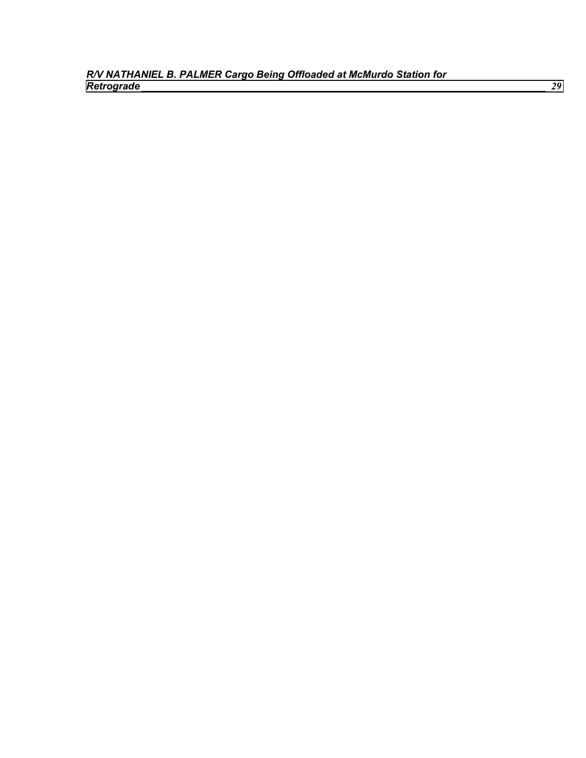*R/V NATHANIEL B. PALMER Cargo Being Offloaded at McMurdo Station for Retrograde* ___ *29*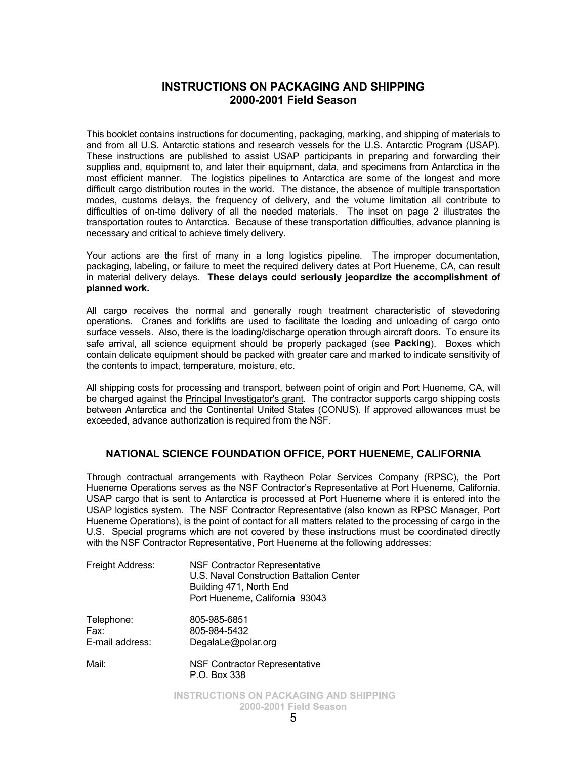## INSTRUCTIONS ON PACKAGING AND SHIPPING
## 2000-2001 Field Season

This booklet contains instructions for documenting, packaging, marking, and shipping of materials to and from all U.S. Antarctic stations and research vessels for the U.S. Antarctic Program (USAP). These instructions are published to assist USAP participants in preparing and forwarding their supplies and, equipment to, and later their equipment, data, and specimens from Antarctica in the most efficient manner. The logistics pipelines to Antarctica are some of the longest and more difficult cargo distribution routes in the world. The distance, the absence of multiple transportation modes, customs delays, the frequency of delivery, and the volume limitation all contribute to difficulties of on-time delivery of all the needed materials. The inset on page 2 illustrates the transportation routes to Antarctica. Because of these transportation difficulties, advance planning is necessary and critical to achieve timely delivery.

Your actions are the first of many in a long logistics pipeline. The improper documentation, packaging, labeling, or failure to meet the required delivery dates at Port Hueneme, CA, can result in material delivery delays. **These delays could seriously jeopardize the accomplishment of planned work.**

All cargo receives the normal and generally rough treatment characteristic of stevedoring operations. Cranes and forklifts are used to facilitate the loading and unloading of cargo onto surface vessels. Also, there is the loading/discharge operation through aircraft doors. To ensure its safe arrival, all science equipment should be properly packaged (see **Packing**). Boxes which contain delicate equipment should be packed with greater care and marked to indicate sensitivity of the contents to impact, temperature, moisture, etc.

All shipping costs for processing and transport, between point of origin and Port Hueneme, CA, will be charged against the Principal Investigator's grant. The contractor supports cargo shipping costs between Antarctica and the Continental United States (CONUS). If approved allowances must be exceeded, advance authorization is required from the NSF.

### NATIONAL SCIENCE FOUNDATION OFFICE, PORT HUENEME, CALIFORNIA

Through contractual arrangements with Raytheon Polar Services Company (RPSC), the Port Hueneme Operations serves as the NSF Contractor's Representative at Port Hueneme, California. USAP cargo that is sent to Antarctica is processed at Port Hueneme where it is entered into the USAP logistics system. The NSF Contractor Representative (also known as RPSC Manager, Port Hueneme Operations), is the point of contact for all matters related to the processing of cargo in the U.S. Special programs which are not covered by these instructions must be coordinated directly with the NSF Contractor Representative, Port Hueneme at the following addresses:

Freight Address:
NSF Contractor Representative
U.S. Naval Construction Battalion Center
Building 471, North End
Port Hueneme, California 93043

Telephone: 805-985-6851
Fax: 805-984-5432
E-mail address: DegalaLe@polar.org

Mail:
NSF Contractor Representative
P.O. Box 338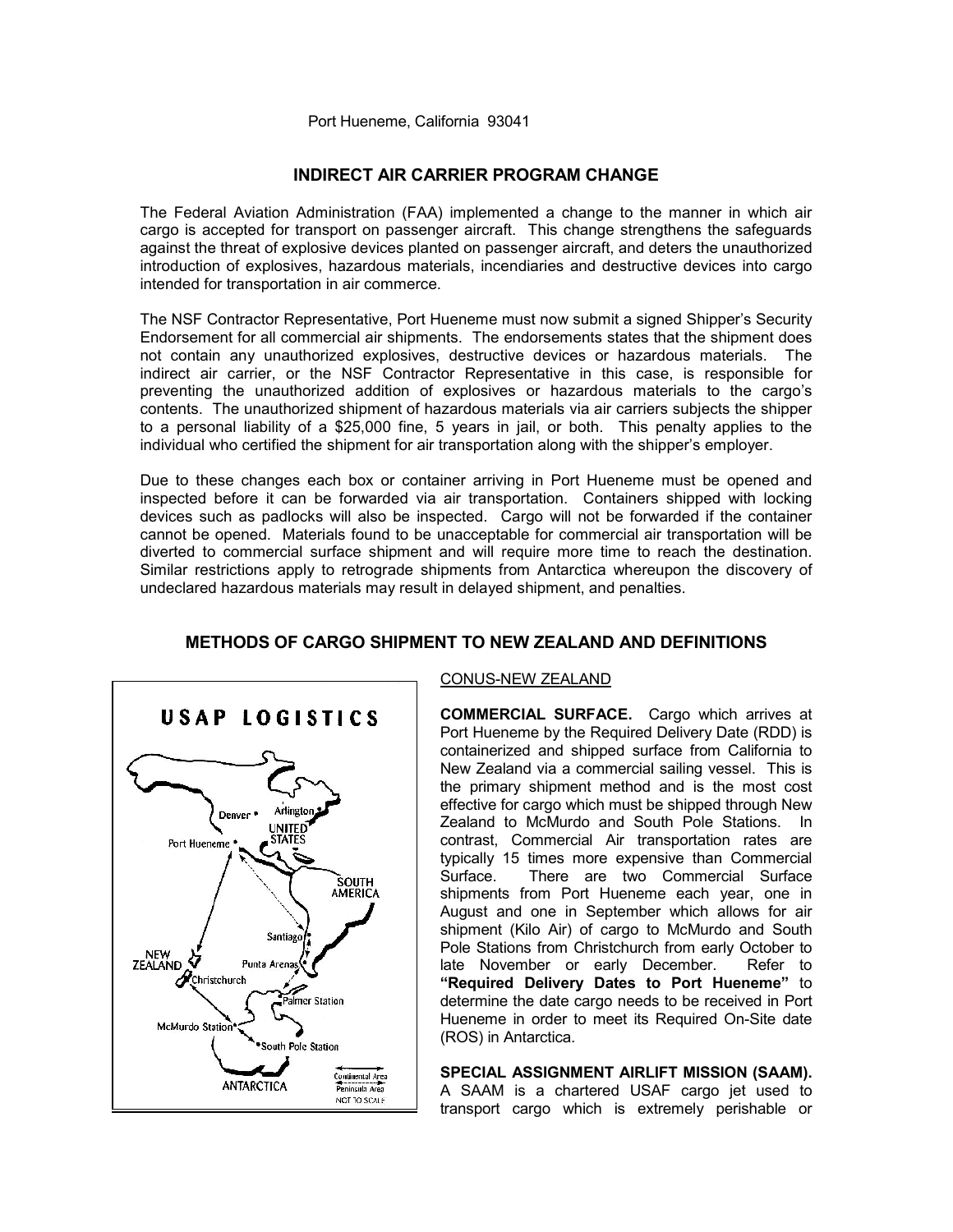Port Hueneme, California 93041

## INDIRECT AIR CARRIER PROGRAM CHANGE

The Federal Aviation Administration (FAA) implemented a change to the manner in which air cargo is accepted for transport on passenger aircraft. This change strengthens the safeguards against the threat of explosive devices planted on passenger aircraft, and deters the unauthorized introduction of explosives, hazardous materials, incendiaries and destructive devices into cargo intended for transportation in air commerce.

The NSF Contractor Representative, Port Hueneme must now submit a signed Shipper's Security Endorsement for all commercial air shipments. The endorsements states that the shipment does not contain any unauthorized explosives, destructive devices or hazardous materials. The indirect air carrier, or the NSF Contractor Representative in this case, is responsible for preventing the unauthorized addition of explosives or hazardous materials to the cargo's contents. The unauthorized shipment of hazardous materials via air carriers subjects the shipper to a personal liability of a $25,000 fine, 5 years in jail, or both. This penalty applies to the individual who certified the shipment for air transportation along with the shipper's employer.

Due to these changes each box or container arriving in Port Hueneme must be opened and inspected before it can be forwarded via air transportation. Containers shipped with locking devices such as padlocks will also be inspected. Cargo will not be forwarded if the container cannot be opened. Materials found to be unacceptable for commercial air transportation will be diverted to commercial surface shipment and will require more time to reach the destination. Similar restrictions apply to retrograde shipments from Antarctica whereupon the discovery of undeclared hazardous materials may result in delayed shipment, and penalties.

## METHODS OF CARGO SHIPMENT TO NEW ZEALAND AND DEFINITIONS

USAP LOGISTICS

Denver
Arlington
UNITED STATES
Port Hueneme
SOUTH AMERICA
Santiago
NEW ZEALAND
Punta Arenas
Christchurch
Palmer Station
McMurdo Station
South Pole Station
ANTARCTICA
Continental Area
Peninsula Area
NOT TO SCALE

CONUS-NEW ZEALAND

**COMMERCIAL SURFACE.** Cargo which arrives at Port Hueneme by the Required Delivery Date (RDD) is containerized and shipped surface from California to New Zealand via a commercial sailing vessel. This is the primary shipment method and is the most cost effective for cargo which must be shipped through New Zealand to McMurdo and South Pole Stations. In contrast, Commercial Air transportation rates are typically 15 times more expensive than Commercial Surface. There are two Commercial Surface shipments from Port Hueneme each year, one in August and one in September which allows for air shipment (Kilo Air) of cargo to McMurdo and South Pole Stations from Christchurch from early October to late November or early December. Refer to **"Required Delivery Dates to Port Hueneme"** to determine the date cargo needs to be received in Port Hueneme in order to meet its Required On-Site date (ROS) in Antarctica.

**SPECIAL ASSIGNMENT AIRLIFT MISSION (SAAM).** A SAAM is a chartered USAF cargo jet used to transport cargo which is extremely perishable or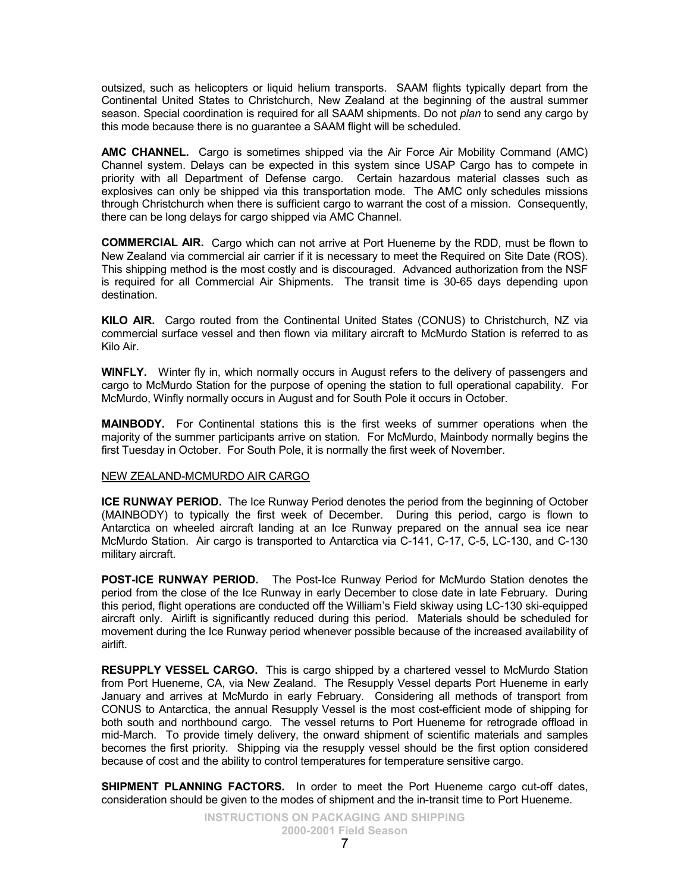outsized, such as helicopters or liquid helium transports. SAAM flights typically depart from the Continental United States to Christchurch, New Zealand at the beginning of the austral summer season. Special coordination is required for all SAAM shipments. Do not *plan* to send any cargo by this mode because there is no guarantee a SAAM flight will be scheduled.

**AMC CHANNEL.** Cargo is sometimes shipped via the Air Force Air Mobility Command (AMC) Channel system. Delays can be expected in this system since USAP Cargo has to compete in priority with all Department of Defense cargo. Certain hazardous material classes such as explosives can only be shipped via this transportation mode. The AMC only schedules missions through Christchurch when there is sufficient cargo to warrant the cost of a mission. Consequently, there can be long delays for cargo shipped via AMC Channel.

**COMMERCIAL AIR.** Cargo which can not arrive at Port Hueneme by the RDD, must be flown to New Zealand via commercial air carrier if it is necessary to meet the Required on Site Date (ROS). This shipping method is the most costly and is discouraged. Advanced authorization from the NSF is required for all Commercial Air Shipments. The transit time is 30-65 days depending upon destination.

**KILO AIR.** Cargo routed from the Continental United States (CONUS) to Christchurch, NZ via commercial surface vessel and then flown via military aircraft to McMurdo Station is referred to as Kilo Air.

**WINFLY.** Winter fly in, which normally occurs in August refers to the delivery of passengers and cargo to McMurdo Station for the purpose of opening the station to full operational capability. For McMurdo, Winfly normally occurs in August and for South Pole it occurs in October.

**MAINBODY.** For Continental stations this is the first weeks of summer operations when the majority of the summer participants arrive on station. For McMurdo, Mainbody normally begins the first Tuesday in October. For South Pole, it is normally the first week of November.

NEW ZEALAND-MCMURDO AIR CARGO

**ICE RUNWAY PERIOD.** The Ice Runway Period denotes the period from the beginning of October (MAINBODY) to typically the first week of December. During this period, cargo is flown to Antarctica on wheeled aircraft landing at an Ice Runway prepared on the annual sea ice near McMurdo Station. Air cargo is transported to Antarctica via C-141, C-17, C-5, LC-130, and C-130 military aircraft.

**POST-ICE RUNWAY PERIOD.** The Post-Ice Runway Period for McMurdo Station denotes the period from the close of the Ice Runway in early December to close date in late February. During this period, flight operations are conducted off the William's Field skiway using LC-130 ski-equipped aircraft only. Airlift is significantly reduced during this period. Materials should be scheduled for movement during the Ice Runway period whenever possible because of the increased availability of airlift.

**RESUPPLY VESSEL CARGO.** This is cargo shipped by a chartered vessel to McMurdo Station from Port Hueneme, CA, via New Zealand. The Resupply Vessel departs Port Hueneme in early January and arrives at McMurdo in early February. Considering all methods of transport from CONUS to Antarctica, the annual Resupply Vessel is the most cost-efficient mode of shipping for both south and northbound cargo. The vessel returns to Port Hueneme for retrograde offload in mid-March. To provide timely delivery, the onward shipment of scientific materials and samples becomes the first priority. Shipping via the resupply vessel should be the first option considered because of cost and the ability to control temperatures for temperature sensitive cargo.

**SHIPMENT PLANNING FACTORS.** In order to meet the Port Hueneme cargo cut-off dates, consideration should be given to the modes of shipment and the in-transit time to Port Hueneme.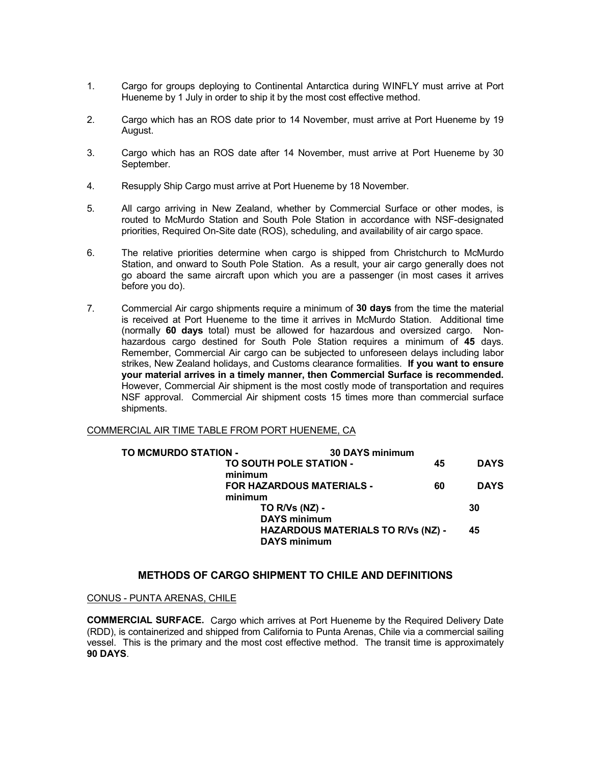1. Cargo for groups deploying to Continental Antarctica during WINFLY must arrive at Port Hueneme by 1 July in order to ship it by the most cost effective method.

2. Cargo which has an ROS date prior to 14 November, must arrive at Port Hueneme by 19 August.

3. Cargo which has an ROS date after 14 November, must arrive at Port Hueneme by 30 September.

4. Resupply Ship Cargo must arrive at Port Hueneme by 18 November.

5. All cargo arriving in New Zealand, whether by Commercial Surface or other modes, is routed to McMurdo Station and South Pole Station in accordance with NSF-designated priorities, Required On-Site date (ROS), scheduling, and availability of air cargo space.

6. The relative priorities determine when cargo is shipped from Christchurch to McMurdo Station, and onward to South Pole Station. As a result, your air cargo generally does not go aboard the same aircraft upon which you are a passenger (in most cases it arrives before you do).

7. Commercial Air cargo shipments require a minimum of **30 days** from the time the material is received at Port Hueneme to the time it arrives in McMurdo Station. Additional time (normally **60 days** total) must be allowed for hazardous and oversized cargo. Non-hazardous cargo destined for South Pole Station requires a minimum of **45** days. Remember, Commercial Air cargo can be subjected to unforeseen delays including labor strikes, New Zealand holidays, and Customs clearance formalities. **If you want to ensure your material arrives in a timely manner, then Commercial Surface is recommended.** However, Commercial Air shipment is the most costly mode of transportation and requires NSF approval. Commercial Air shipment costs 15 times more than commercial surface shipments.

COMMERCIAL AIR TIME TABLE FROM PORT HUENEME, CA

| | |
|---|---|
| **TO MCMURDO STATION -** | **30 DAYS minimum** |
| **TO SOUTH POLE STATION -** | **45 DAYS minimum** |
| **FOR HAZARDOUS MATERIALS -** | **60 DAYS minimum** |
| **TO R/Vs (NZ) -** | **30 DAYS minimum** |
| **HAZARDOUS MATERIALS TO R/Vs (NZ) -** | **45 DAYS minimum** |

## METHODS OF CARGO SHIPMENT TO CHILE AND DEFINITIONS

CONUS - PUNTA ARENAS, CHILE

**COMMERCIAL SURFACE.** Cargo which arrives at Port Hueneme by the Required Delivery Date (RDD), is containerized and shipped from California to Punta Arenas, Chile via a commercial sailing vessel. This is the primary and the most cost effective method. The transit time is approximately **90 DAYS**.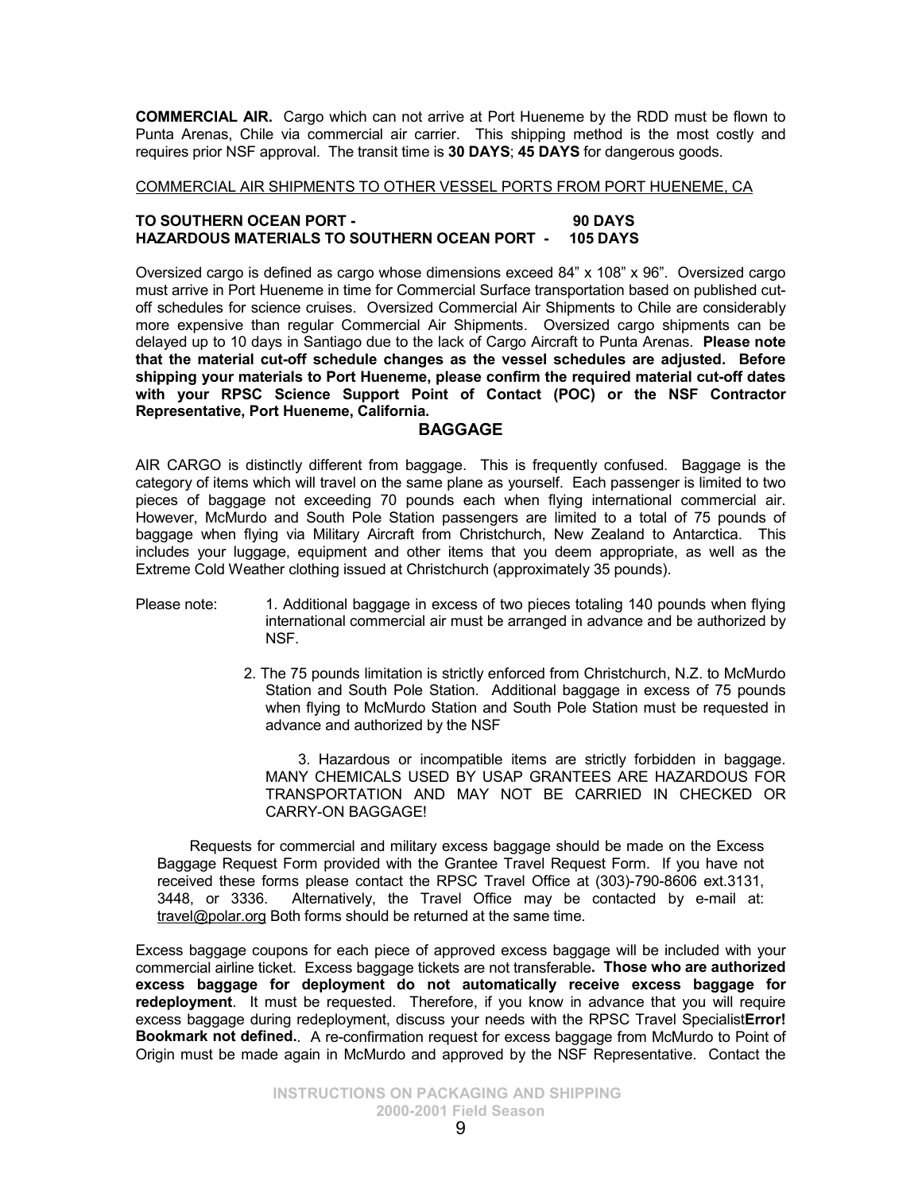**COMMERCIAL AIR.** Cargo which can not arrive at Port Hueneme by the RDD must be flown to Punta Arenas, Chile via commercial air carrier. This shipping method is the most costly and requires prior NSF approval. The transit time is **30 DAYS**; **45 DAYS** for dangerous goods.

COMMERCIAL AIR SHIPMENTS TO OTHER VESSEL PORTS FROM PORT HUENEME, CA

**TO SOUTHERN OCEAN PORT - 90 DAYS**
**HAZARDOUS MATERIALS TO SOUTHERN OCEAN PORT - 105 DAYS**

Oversized cargo is defined as cargo whose dimensions exceed 84" x 108" x 96". Oversized cargo must arrive in Port Hueneme in time for Commercial Surface transportation based on published cut-off schedules for science cruises. Oversized Commercial Air Shipments to Chile are considerably more expensive than regular Commercial Air Shipments. Oversized cargo shipments can be delayed up to 10 days in Santiago due to the lack of Cargo Aircraft to Punta Arenas. **Please note that the material cut-off schedule changes as the vessel schedules are adjusted. Before shipping your materials to Port Hueneme, please confirm the required material cut-off dates with your RPSC Science Support Point of Contact (POC) or the NSF Contractor Representative, Port Hueneme, California.**

## BAGGAGE

AIR CARGO is distinctly different from baggage. This is frequently confused. Baggage is the category of items which will travel on the same plane as yourself. Each passenger is limited to two pieces of baggage not exceeding 70 pounds each when flying international commercial air. However, McMurdo and South Pole Station passengers are limited to a total of 75 pounds of baggage when flying via Military Aircraft from Christchurch, New Zealand to Antarctica. This includes your luggage, equipment and other items that you deem appropriate, as well as the Extreme Cold Weather clothing issued at Christchurch (approximately 35 pounds).

Please note:

1. Additional baggage in excess of two pieces totaling 140 pounds when flying international commercial air must be arranged in advance and be authorized by NSF.
2. The 75 pounds limitation is strictly enforced from Christchurch, N.Z. to McMurdo Station and South Pole Station. Additional baggage in excess of 75 pounds when flying to McMurdo Station and South Pole Station must be requested in advance and authorized by the NSF
3. Hazardous or incompatible items are strictly forbidden in baggage. MANY CHEMICALS USED BY USAP GRANTEES ARE HAZARDOUS FOR TRANSPORTATION AND MAY NOT BE CARRIED IN CHECKED OR CARRY-ON BAGGAGE!

Requests for commercial and military excess baggage should be made on the Excess Baggage Request Form provided with the Grantee Travel Request Form. If you have not received these forms please contact the RPSC Travel Office at (303)-790-8606 ext.3131, 3448, or 3336. Alternatively, the Travel Office may be contacted by e-mail at: travel@polar.org Both forms should be returned at the same time.

Excess baggage coupons for each piece of approved excess baggage will be included with your commercial airline ticket. Excess baggage tickets are not transferable**. Those who are authorized excess baggage for deployment do not automatically receive excess baggage for redeployment**. It must be requested. Therefore, if you know in advance that you will require excess baggage during redeployment, discuss your needs with the RPSC Travel Specialist**Error! Bookmark not defined.**. A re-confirmation request for excess baggage from McMurdo to Point of Origin must be made again in McMurdo and approved by the NSF Representative. Contact the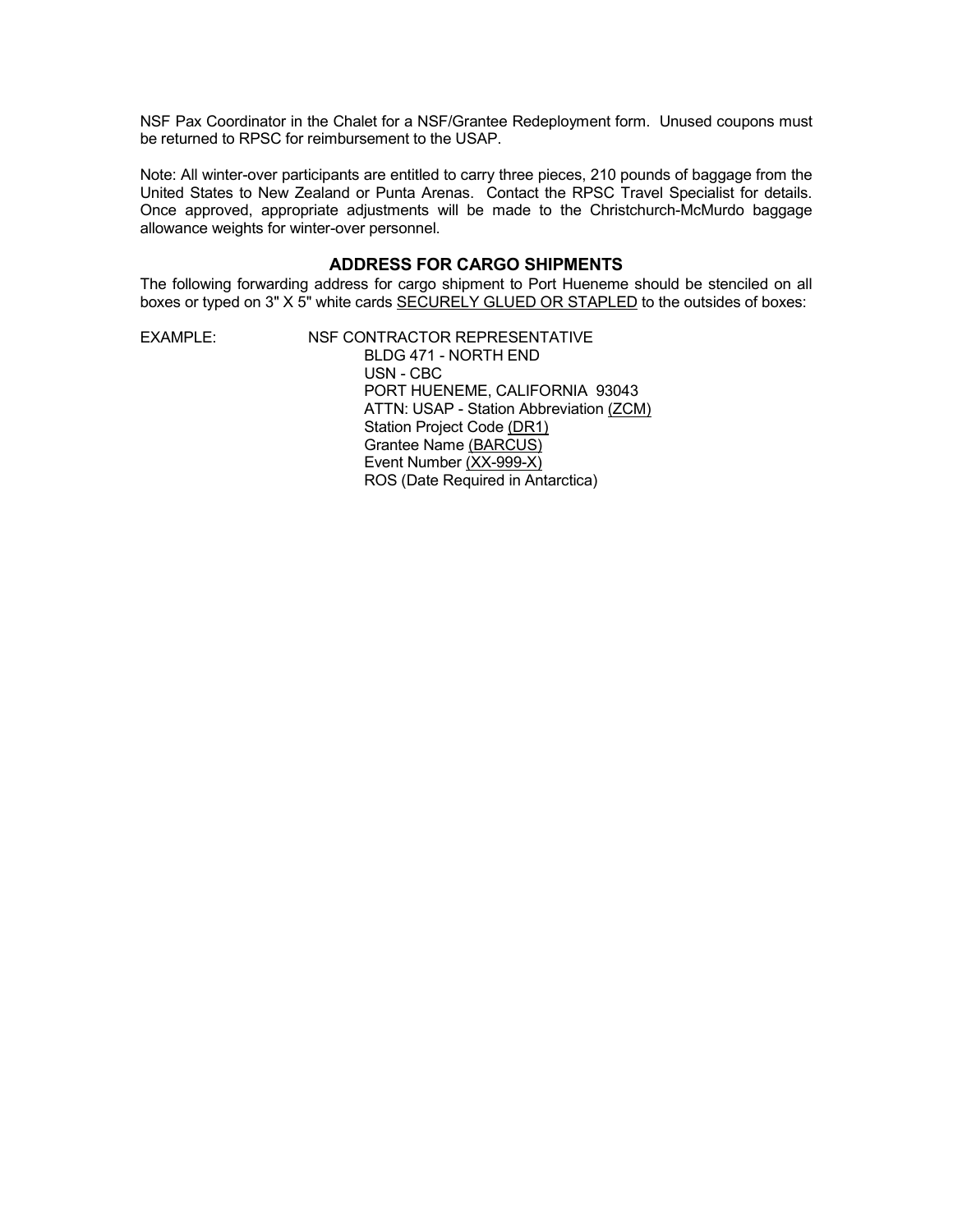NSF Pax Coordinator in the Chalet for a NSF/Grantee Redeployment form. Unused coupons must be returned to RPSC for reimbursement to the USAP.

Note: All winter-over participants are entitled to carry three pieces, 210 pounds of baggage from the United States to New Zealand or Punta Arenas. Contact the RPSC Travel Specialist for details. Once approved, appropriate adjustments will be made to the Christchurch-McMurdo baggage allowance weights for winter-over personnel.

## ADDRESS FOR CARGO SHIPMENTS

The following forwarding address for cargo shipment to Port Hueneme should be stenciled on all boxes or typed on 3" X 5" white cards <u>SECURELY GLUED OR STAPLED</u> to the outsides of boxes:

EXAMPLE: NSF CONTRACTOR REPRESENTATIVE
BLDG 471 - NORTH END
USN - CBC
PORT HUENEME, CALIFORNIA 93043
ATTN: USAP - Station Abbreviation <u>(ZCM)</u>
Station Project Code <u>(DR1)</u>
Grantee Name <u>(BARCUS)</u>
Event Number <u>(XX-999-X)</u>
ROS (Date Required in Antarctica)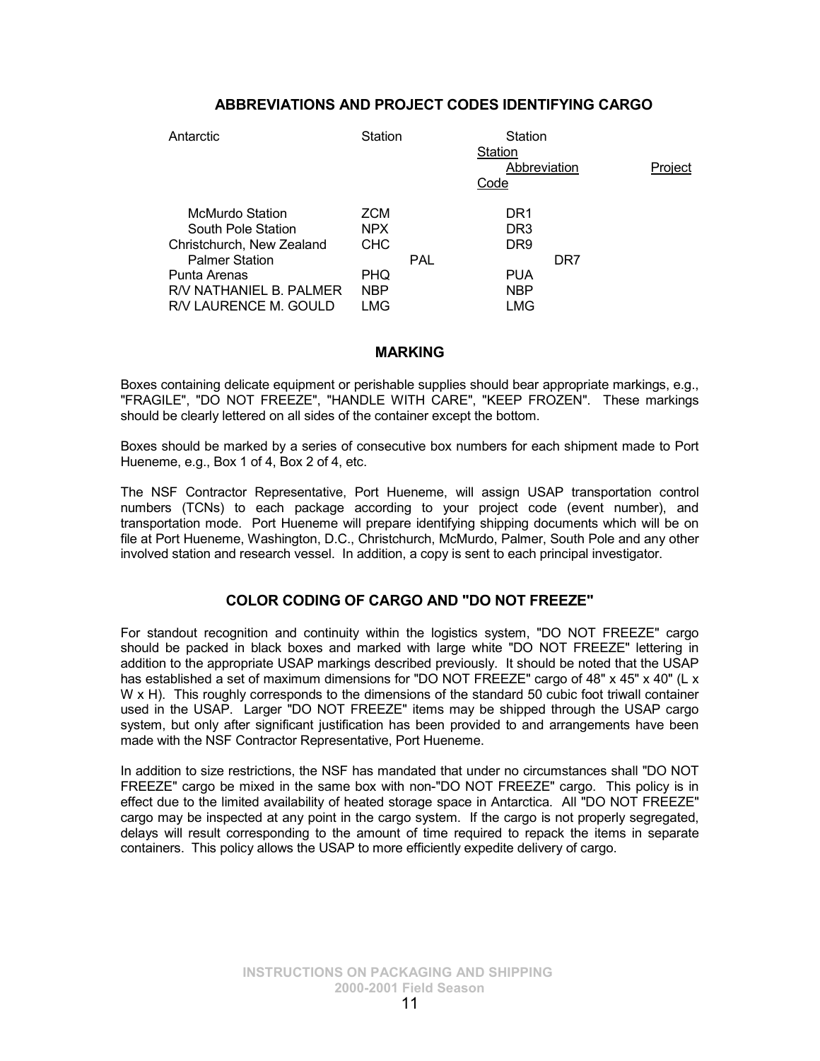## ABBREVIATIONS AND PROJECT CODES IDENTIFYING CARGO

| Antarctic | Station | Station Abbreviation | Station Project Code |
|---|---|---|---|
| McMurdo Station | ZCM | DR1 | |
| South Pole Station | NPX | DR3 | |
| Christchurch, New Zealand | CHC | DR9 | |
| Palmer Station | PAL | DR7 | |
| Punta Arenas | PHQ | PUA | |
| R/V NATHANIEL B. PALMER | NBP | NBP | |
| R/V LAURENCE M. GOULD | LMG | LMG | |

## MARKING

Boxes containing delicate equipment or perishable supplies should bear appropriate markings, e.g., "FRAGILE", "DO NOT FREEZE", "HANDLE WITH CARE", "KEEP FROZEN". These markings should be clearly lettered on all sides of the container except the bottom.

Boxes should be marked by a series of consecutive box numbers for each shipment made to Port Hueneme, e.g., Box 1 of 4, Box 2 of 4, etc.

The NSF Contractor Representative, Port Hueneme, will assign USAP transportation control numbers (TCNs) to each package according to your project code (event number), and transportation mode. Port Hueneme will prepare identifying shipping documents which will be on file at Port Hueneme, Washington, D.C., Christchurch, McMurdo, Palmer, South Pole and any other involved station and research vessel. In addition, a copy is sent to each principal investigator.

## COLOR CODING OF CARGO AND "DO NOT FREEZE"

For standout recognition and continuity within the logistics system, "DO NOT FREEZE" cargo should be packed in black boxes and marked with large white "DO NOT FREEZE" lettering in addition to the appropriate USAP markings described previously. It should be noted that the USAP has established a set of maximum dimensions for "DO NOT FREEZE" cargo of 48" x 45" x 40" (L x W x H). This roughly corresponds to the dimensions of the standard 50 cubic foot triwall container used in the USAP. Larger "DO NOT FREEZE" items may be shipped through the USAP cargo system, but only after significant justification has been provided to and arrangements have been made with the NSF Contractor Representative, Port Hueneme.

In addition to size restrictions, the NSF has mandated that under no circumstances shall "DO NOT FREEZE" cargo be mixed in the same box with non-"DO NOT FREEZE" cargo. This policy is in effect due to the limited availability of heated storage space in Antarctica. All "DO NOT FREEZE" cargo may be inspected at any point in the cargo system. If the cargo is not properly segregated, delays will result corresponding to the amount of time required to repack the items in separate containers. This policy allows the USAP to more efficiently expedite delivery of cargo.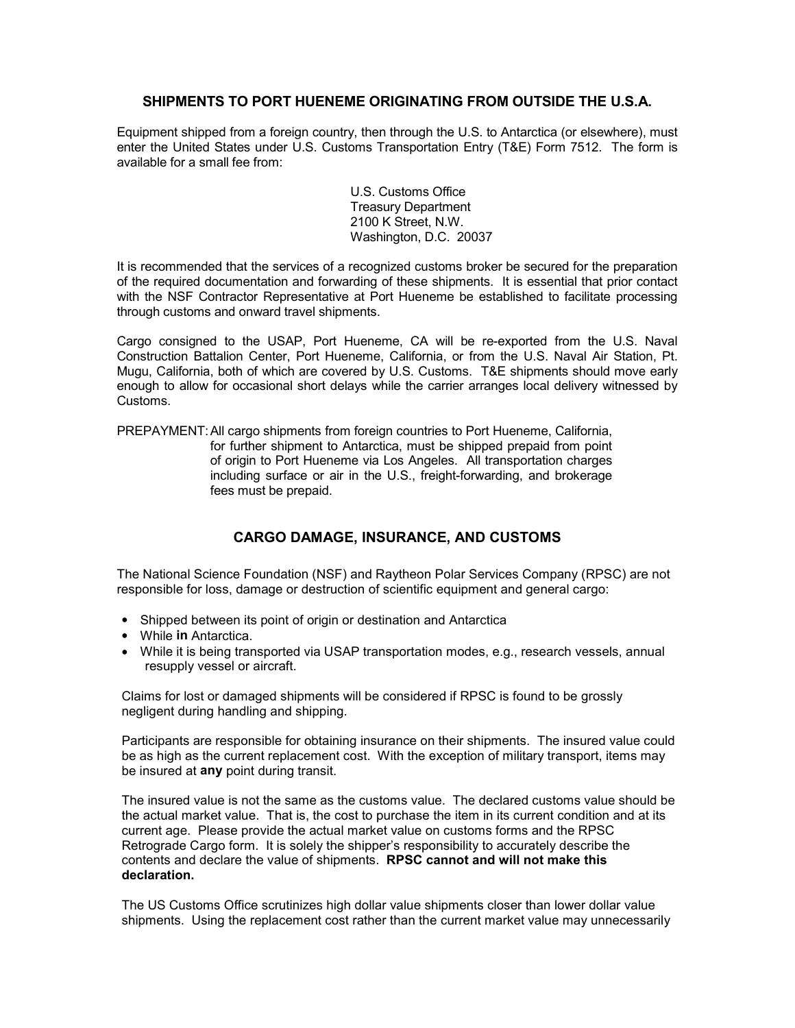## SHIPMENTS TO PORT HUENEME ORIGINATING FROM OUTSIDE THE U.S.A.

Equipment shipped from a foreign country, then through the U.S. to Antarctica (or elsewhere), must enter the United States under U.S. Customs Transportation Entry (T&E) Form 7512. The form is available for a small fee from:

U.S. Customs Office
Treasury Department
2100 K Street, N.W.
Washington, D.C. 20037

It is recommended that the services of a recognized customs broker be secured for the preparation of the required documentation and forwarding of these shipments. It is essential that prior contact with the NSF Contractor Representative at Port Hueneme be established to facilitate processing through customs and onward travel shipments.

Cargo consigned to the USAP, Port Hueneme, CA will be re-exported from the U.S. Naval Construction Battalion Center, Port Hueneme, California, or from the U.S. Naval Air Station, Pt. Mugu, California, both of which are covered by U.S. Customs. T&E shipments should move early enough to allow for occasional short delays while the carrier arranges local delivery witnessed by Customs.

PREPAYMENT: All cargo shipments from foreign countries to Port Hueneme, California, for further shipment to Antarctica, must be shipped prepaid from point of origin to Port Hueneme via Los Angeles. All transportation charges including surface or air in the U.S., freight-forwarding, and brokerage fees must be prepaid.

## CARGO DAMAGE, INSURANCE, AND CUSTOMS

The National Science Foundation (NSF) and Raytheon Polar Services Company (RPSC) are not responsible for loss, damage or destruction of scientific equipment and general cargo:

- Shipped between its point of origin or destination and Antarctica
- While **in** Antarctica.
- While it is being transported via USAP transportation modes, e.g., research vessels, annual resupply vessel or aircraft.

Claims for lost or damaged shipments will be considered if RPSC is found to be grossly negligent during handling and shipping.

Participants are responsible for obtaining insurance on their shipments. The insured value could be as high as the current replacement cost. With the exception of military transport, items may be insured at **any** point during transit.

The insured value is not the same as the customs value. The declared customs value should be the actual market value. That is, the cost to purchase the item in its current condition and at its current age. Please provide the actual market value on customs forms and the RPSC Retrograde Cargo form. It is solely the shipper's responsibility to accurately describe the contents and declare the value of shipments. **RPSC cannot and will not make this declaration.**

The US Customs Office scrutinizes high dollar value shipments closer than lower dollar value shipments. Using the replacement cost rather than the current market value may unnecessarily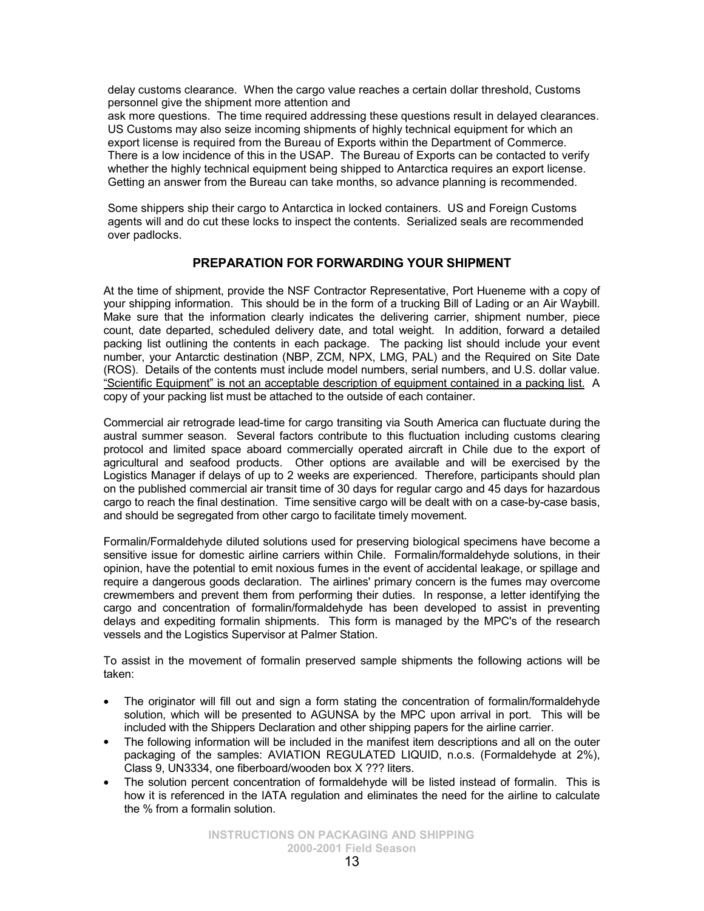delay customs clearance. When the cargo value reaches a certain dollar threshold, Customs personnel give the shipment more attention and
ask more questions. The time required addressing these questions result in delayed clearances. US Customs may also seize incoming shipments of highly technical equipment for which an export license is required from the Bureau of Exports within the Department of Commerce. There is a low incidence of this in the USAP. The Bureau of Exports can be contacted to verify whether the highly technical equipment being shipped to Antarctica requires an export license. Getting an answer from the Bureau can take months, so advance planning is recommended.

Some shippers ship their cargo to Antarctica in locked containers. US and Foreign Customs agents will and do cut these locks to inspect the contents. Serialized seals are recommended over padlocks.

## PREPARATION FOR FORWARDING YOUR SHIPMENT

At the time of shipment, provide the NSF Contractor Representative, Port Hueneme with a copy of your shipping information. This should be in the form of a trucking Bill of Lading or an Air Waybill. Make sure that the information clearly indicates the delivering carrier, shipment number, piece count, date departed, scheduled delivery date, and total weight. In addition, forward a detailed packing list outlining the contents in each package. The packing list should include your event number, your Antarctic destination (NBP, ZCM, NPX, LMG, PAL) and the Required on Site Date (ROS). Details of the contents must include model numbers, serial numbers, and U.S. dollar value. <u>"Scientific Equipment" is not an acceptable description of equipment contained in a packing list.</u> A copy of your packing list must be attached to the outside of each container.

Commercial air retrograde lead-time for cargo transiting via South America can fluctuate during the austral summer season. Several factors contribute to this fluctuation including customs clearing protocol and limited space aboard commercially operated aircraft in Chile due to the export of agricultural and seafood products. Other options are available and will be exercised by the Logistics Manager if delays of up to 2 weeks are experienced. Therefore, participants should plan on the published commercial air transit time of 30 days for regular cargo and 45 days for hazardous cargo to reach the final destination. Time sensitive cargo will be dealt with on a case-by-case basis, and should be segregated from other cargo to facilitate timely movement.

Formalin/Formaldehyde diluted solutions used for preserving biological specimens have become a sensitive issue for domestic airline carriers within Chile. Formalin/formaldehyde solutions, in their opinion, have the potential to emit noxious fumes in the event of accidental leakage, or spillage and require a dangerous goods declaration. The airlines' primary concern is the fumes may overcome crewmembers and prevent them from performing their duties. In response, a letter identifying the cargo and concentration of formalin/formaldehyde has been developed to assist in preventing delays and expediting formalin shipments. This form is managed by the MPC's of the research vessels and the Logistics Supervisor at Palmer Station.

To assist in the movement of formalin preserved sample shipments the following actions will be taken:

- The originator will fill out and sign a form stating the concentration of formalin/formaldehyde solution, which will be presented to AGUNSA by the MPC upon arrival in port. This will be included with the Shippers Declaration and other shipping papers for the airline carrier.
- The following information will be included in the manifest item descriptions and all on the outer packaging of the samples: AVIATION REGULATED LIQUID, n.o.s. (Formaldehyde at 2%), Class 9, UN3334, one fiberboard/wooden box X ??? liters.
- The solution percent concentration of formaldehyde will be listed instead of formalin. This is how it is referenced in the IATA regulation and eliminates the need for the airline to calculate the % from a formalin solution.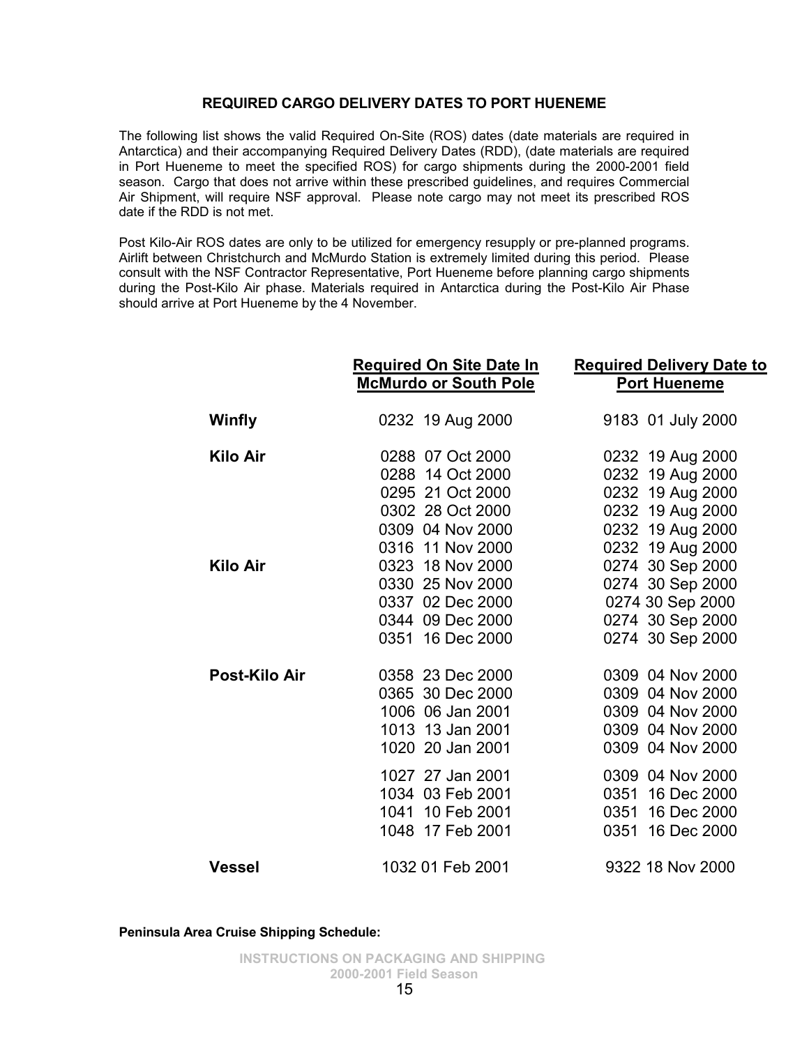## REQUIRED CARGO DELIVERY DATES TO PORT HUENEME

The following list shows the valid Required On-Site (ROS) dates (date materials are required in Antarctica) and their accompanying Required Delivery Dates (RDD), (date materials are required in Port Hueneme to meet the specified ROS) for cargo shipments during the 2000-2001 field season. Cargo that does not arrive within these prescribed guidelines, and requires Commercial Air Shipment, will require NSF approval. Please note cargo may not meet its prescribed ROS date if the RDD is not met.

Post Kilo-Air ROS dates are only to be utilized for emergency resupply or pre-planned programs. Airlift between Christchurch and McMurdo Station is extremely limited during this period. Please consult with the NSF Contractor Representative, Port Hueneme before planning cargo shipments during the Post-Kilo Air phase. Materials required in Antarctica during the Post-Kilo Air Phase should arrive at Port Hueneme by the 4 November.

| | Required On Site Date In McMurdo or South Pole | Required Delivery Date to Port Hueneme |
|---|---|---|
| **Winfly** | 0232 19 Aug 2000 | 9183 01 July 2000 |
| **Kilo Air** | 0288 07 Oct 2000 | 0232 19 Aug 2000 |
| | 0288 14 Oct 2000 | 0232 19 Aug 2000 |
| | 0295 21 Oct 2000 | 0232 19 Aug 2000 |
| | 0302 28 Oct 2000 | 0232 19 Aug 2000 |
| | 0309 04 Nov 2000 | 0232 19 Aug 2000 |
| | 0316 11 Nov 2000 | 0232 19 Aug 2000 |
| **Kilo Air** | 0323 18 Nov 2000 | 0274 30 Sep 2000 |
| | 0330 25 Nov 2000 | 0274 30 Sep 2000 |
| | 0337 02 Dec 2000 | 0274 30 Sep 2000 |
| | 0344 09 Dec 2000 | 0274 30 Sep 2000 |
| | 0351 16 Dec 2000 | 0274 30 Sep 2000 |
| **Post-Kilo Air** | 0358 23 Dec 2000 | 0309 04 Nov 2000 |
| | 0365 30 Dec 2000 | 0309 04 Nov 2000 |
| | 1006 06 Jan 2001 | 0309 04 Nov 2000 |
| | 1013 13 Jan 2001 | 0309 04 Nov 2000 |
| | 1020 20 Jan 2001 | 0309 04 Nov 2000 |
| | 1027 27 Jan 2001 | 0309 04 Nov 2000 |
| | 1034 03 Feb 2001 | 0351 16 Dec 2000 |
| | 1041 10 Feb 2001 | 0351 16 Dec 2000 |
| | 1048 17 Feb 2001 | 0351 16 Dec 2000 |
| **Vessel** | 1032 01 Feb 2001 | 9322 18 Nov 2000 |

**Peninsula Area Cruise Shipping Schedule:**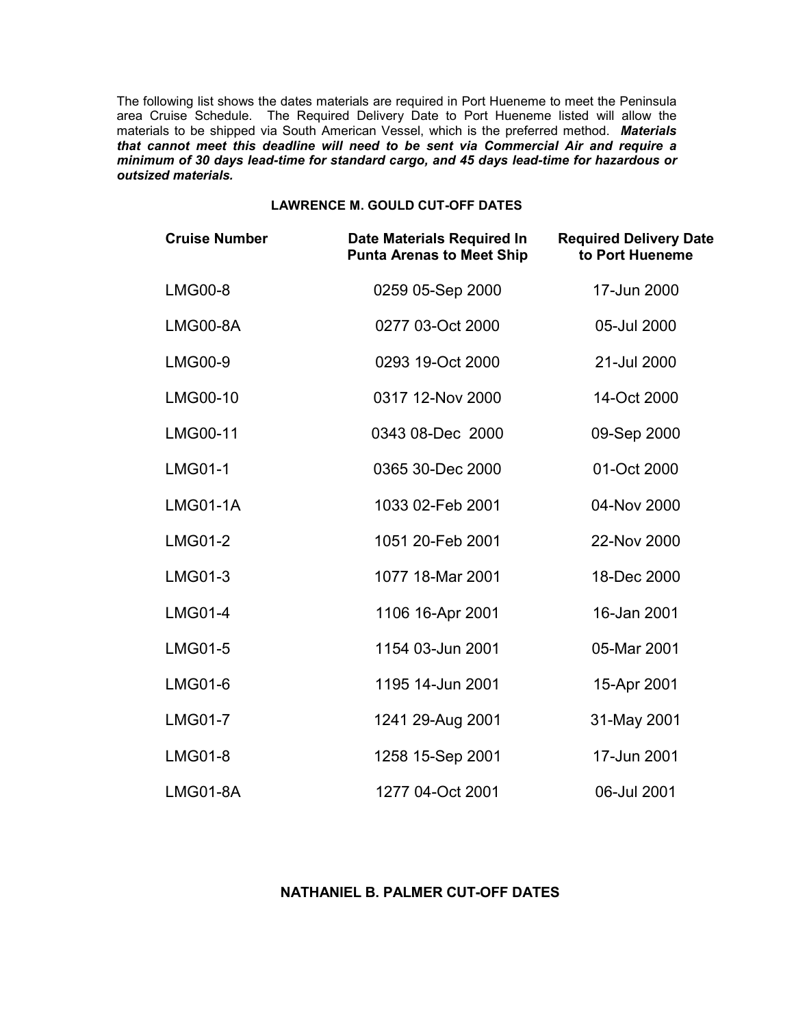The following list shows the dates materials are required in Port Hueneme to meet the Peninsula area Cruise Schedule. The Required Delivery Date to Port Hueneme listed will allow the materials to be shipped via South American Vessel, which is the preferred method. ***Materials that cannot meet this deadline will need to be sent via Commercial Air and require a minimum of 30 days lead-time for standard cargo, and 45 days lead-time for hazardous or outsized materials.***

### LAWRENCE M. GOULD CUT-OFF DATES

| Cruise Number | Date Materials Required In Punta Arenas to Meet Ship | Required Delivery Date to Port Hueneme |
|---|---|---|
| LMG00-8 | 0259 05-Sep 2000 | 17-Jun 2000 |
| LMG00-8A | 0277 03-Oct 2000 | 05-Jul 2000 |
| LMG00-9 | 0293 19-Oct 2000 | 21-Jul 2000 |
| LMG00-10 | 0317 12-Nov 2000 | 14-Oct 2000 |
| LMG00-11 | 0343 08-Dec 2000 | 09-Sep 2000 |
| LMG01-1 | 0365 30-Dec 2000 | 01-Oct 2000 |
| LMG01-1A | 1033 02-Feb 2001 | 04-Nov 2000 |
| LMG01-2 | 1051 20-Feb 2001 | 22-Nov 2000 |
| LMG01-3 | 1077 18-Mar 2001 | 18-Dec 2000 |
| LMG01-4 | 1106 16-Apr 2001 | 16-Jan 2001 |
| LMG01-5 | 1154 03-Jun 2001 | 05-Mar 2001 |
| LMG01-6 | 1195 14-Jun 2001 | 15-Apr 2001 |
| LMG01-7 | 1241 29-Aug 2001 | 31-May 2001 |
| LMG01-8 | 1258 15-Sep 2001 | 17-Jun 2001 |
| LMG01-8A | 1277 04-Oct 2001 | 06-Jul 2001 |

### NATHANIEL B. PALMER CUT-OFF DATES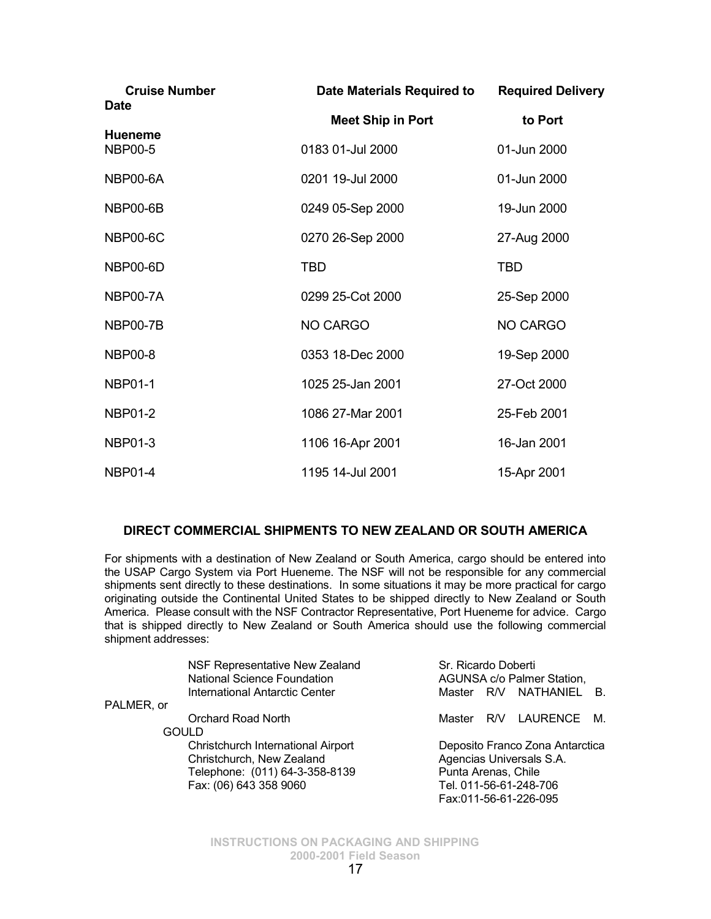| Cruise Number | Date Materials Required to Meet Ship in Port | Required Delivery Date to Port Hueneme |
|---|---|---|
| NBP00-5 | 0183 01-Jul 2000 | 01-Jun 2000 |
| NBP00-6A | 0201 19-Jul 2000 | 01-Jun 2000 |
| NBP00-6B | 0249 05-Sep 2000 | 19-Jun 2000 |
| NBP00-6C | 0270 26-Sep 2000 | 27-Aug 2000 |
| NBP00-6D | TBD | TBD |
| NBP00-7A | 0299 25-Cot 2000 | 25-Sep 2000 |
| NBP00-7B | NO CARGO | NO CARGO |
| NBP00-8 | 0353 18-Dec 2000 | 19-Sep 2000 |
| NBP01-1 | 1025 25-Jan 2001 | 27-Oct 2000 |
| NBP01-2 | 1086 27-Mar 2001 | 25-Feb 2001 |
| NBP01-3 | 1106 16-Apr 2001 | 16-Jan 2001 |
| NBP01-4 | 1195 14-Jul 2001 | 15-Apr 2001 |

## DIRECT COMMERCIAL SHIPMENTS TO NEW ZEALAND OR SOUTH AMERICA

For shipments with a destination of New Zealand or South America, cargo should be entered into the USAP Cargo System via Port Hueneme. The NSF will not be responsible for any commercial shipments sent directly to these destinations. In some situations it may be more practical for cargo originating outside the Continental United States to be shipped directly to New Zealand or South America. Please consult with the NSF Contractor Representative, Port Hueneme for advice. Cargo that is shipped directly to New Zealand or South America should use the following commercial shipment addresses:

NSF Representative New Zealand
National Science Foundation
International Antarctic Center
Orchard Road North
Christchurch International Airport
Christchurch, New Zealand
Telephone: (011) 64-3-358-8139
Fax: (06) 643 358 9060

Sr. Ricardo Doberti
AGUNSA c/o Palmer Station,
Master R/V NATHANIEL B. PALMER, or
Master R/V LAURENCE M. GOULD
Deposito Franco Zona Antarctica
Agencias Universals S.A.
Punta Arenas, Chile
Tel. 011-56-61-248-706
Fax:011-56-61-226-095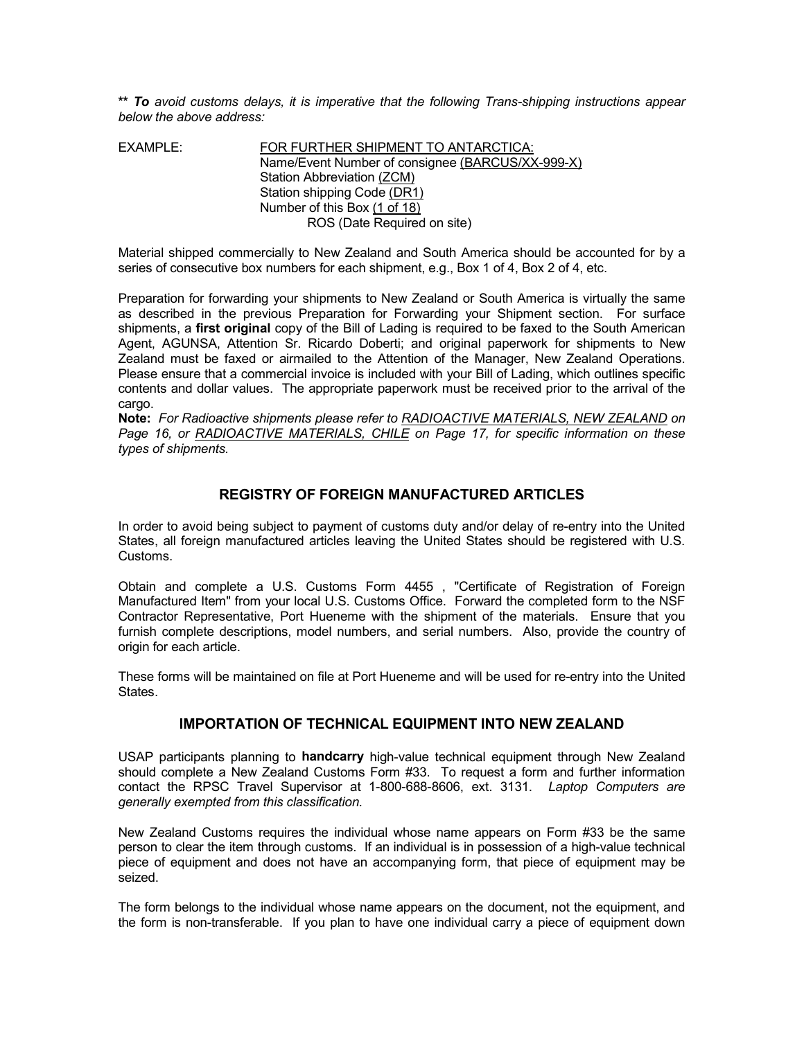**** *To** *avoid customs delays, it is imperative that the following Trans-shipping instructions appear below the above address:*

EXAMPLE: FOR FURTHER SHIPMENT TO ANTARCTICA:
Name/Event Number of consignee (BARCUS/XX-999-X)
Station Abbreviation (ZCM)
Station shipping Code (DR1)
Number of this Box (1 of 18)
ROS (Date Required on site)

Material shipped commercially to New Zealand and South America should be accounted for by a series of consecutive box numbers for each shipment, e.g., Box 1 of 4, Box 2 of 4, etc.

Preparation for forwarding your shipments to New Zealand or South America is virtually the same as described in the previous Preparation for Forwarding your Shipment section. For surface shipments, a **first original** copy of the Bill of Lading is required to be faxed to the South American Agent, AGUNSA, Attention Sr. Ricardo Doberti; and original paperwork for shipments to New Zealand must be faxed or airmailed to the Attention of the Manager, New Zealand Operations. Please ensure that a commercial invoice is included with your Bill of Lading, which outlines specific contents and dollar values. The appropriate paperwork must be received prior to the arrival of the cargo.

**Note:** *For Radioactive shipments please refer to RADIOACTIVE MATERIALS, NEW ZEALAND on Page 16, or RADIOACTIVE MATERIALS, CHILE on Page 17, for specific information on these types of shipments.*

## REGISTRY OF FOREIGN MANUFACTURED ARTICLES

In order to avoid being subject to payment of customs duty and/or delay of re-entry into the United States, all foreign manufactured articles leaving the United States should be registered with U.S. Customs.

Obtain and complete a U.S. Customs Form 4455 , "Certificate of Registration of Foreign Manufactured Item" from your local U.S. Customs Office. Forward the completed form to the NSF Contractor Representative, Port Hueneme with the shipment of the materials. Ensure that you furnish complete descriptions, model numbers, and serial numbers. Also, provide the country of origin for each article.

These forms will be maintained on file at Port Hueneme and will be used for re-entry into the United States.

## IMPORTATION OF TECHNICAL EQUIPMENT INTO NEW ZEALAND

USAP participants planning to **handcarry** high-value technical equipment through New Zealand should complete a New Zealand Customs Form #33. To request a form and further information contact the RPSC Travel Supervisor at 1-800-688-8606, ext. 3131. *Laptop Computers are generally exempted from this classification.*

New Zealand Customs requires the individual whose name appears on Form #33 be the same person to clear the item through customs. If an individual is in possession of a high-value technical piece of equipment and does not have an accompanying form, that piece of equipment may be seized.

The form belongs to the individual whose name appears on the document, not the equipment, and the form is non-transferable. If you plan to have one individual carry a piece of equipment down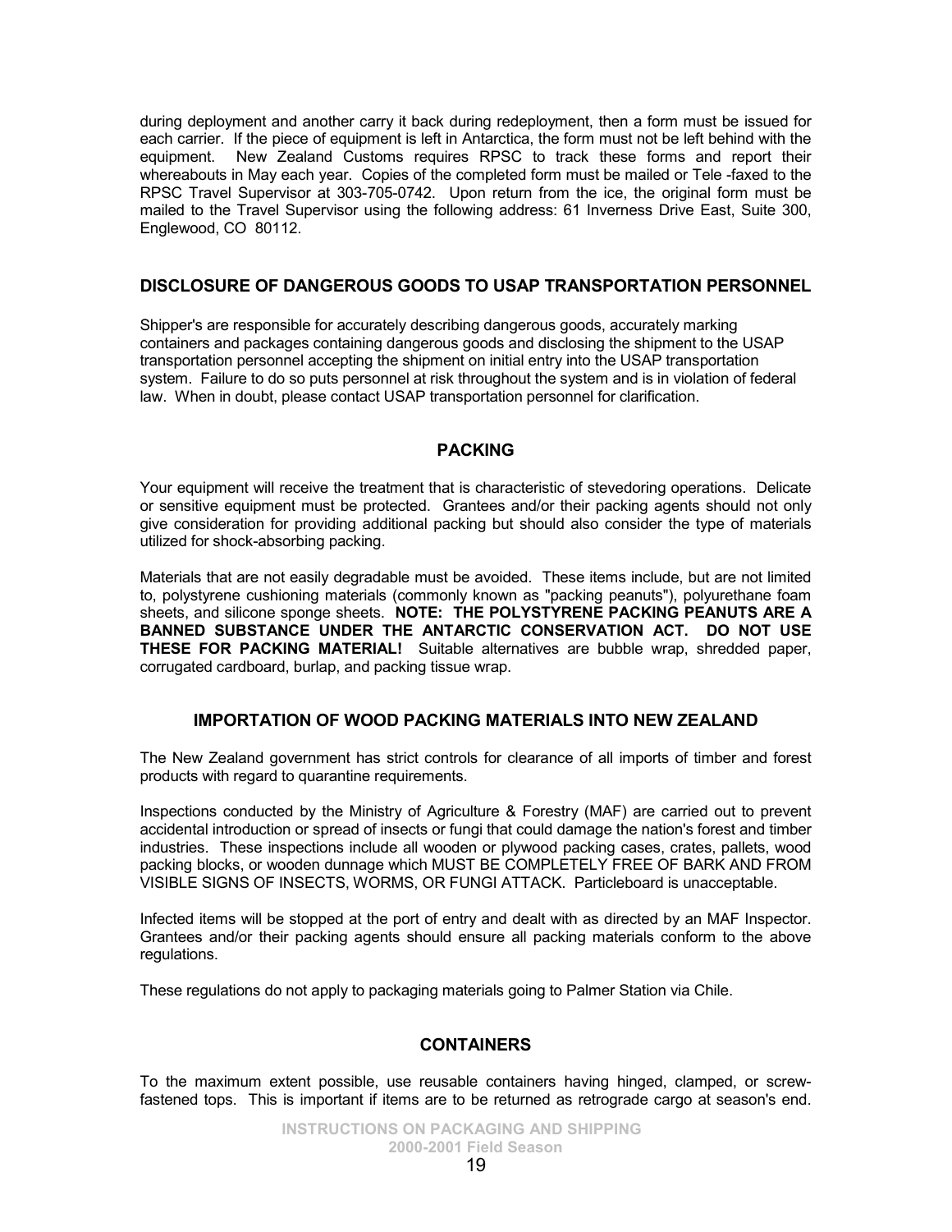during deployment and another carry it back during redeployment, then a form must be issued for each carrier. If the piece of equipment is left in Antarctica, the form must not be left behind with the equipment. New Zealand Customs requires RPSC to track these forms and report their whereabouts in May each year. Copies of the completed form must be mailed or Tele -faxed to the RPSC Travel Supervisor at 303-705-0742. Upon return from the ice, the original form must be mailed to the Travel Supervisor using the following address: 61 Inverness Drive East, Suite 300, Englewood, CO 80112.

## DISCLOSURE OF DANGEROUS GOODS TO USAP TRANSPORTATION PERSONNEL

Shipper's are responsible for accurately describing dangerous goods, accurately marking containers and packages containing dangerous goods and disclosing the shipment to the USAP transportation personnel accepting the shipment on initial entry into the USAP transportation system. Failure to do so puts personnel at risk throughout the system and is in violation of federal law. When in doubt, please contact USAP transportation personnel for clarification.

## PACKING

Your equipment will receive the treatment that is characteristic of stevedoring operations. Delicate or sensitive equipment must be protected. Grantees and/or their packing agents should not only give consideration for providing additional packing but should also consider the type of materials utilized for shock-absorbing packing.

Materials that are not easily degradable must be avoided. These items include, but are not limited to, polystyrene cushioning materials (commonly known as "packing peanuts"), polyurethane foam sheets, and silicone sponge sheets. **NOTE: THE POLYSTYRENE PACKING PEANUTS ARE A BANNED SUBSTANCE UNDER THE ANTARCTIC CONSERVATION ACT. DO NOT USE THESE FOR PACKING MATERIAL!** Suitable alternatives are bubble wrap, shredded paper, corrugated cardboard, burlap, and packing tissue wrap.

## IMPORTATION OF WOOD PACKING MATERIALS INTO NEW ZEALAND

The New Zealand government has strict controls for clearance of all imports of timber and forest products with regard to quarantine requirements.

Inspections conducted by the Ministry of Agriculture & Forestry (MAF) are carried out to prevent accidental introduction or spread of insects or fungi that could damage the nation's forest and timber industries. These inspections include all wooden or plywood packing cases, crates, pallets, wood packing blocks, or wooden dunnage which MUST BE COMPLETELY FREE OF BARK AND FROM VISIBLE SIGNS OF INSECTS, WORMS, OR FUNGI ATTACK. Particleboard is unacceptable.

Infected items will be stopped at the port of entry and dealt with as directed by an MAF Inspector. Grantees and/or their packing agents should ensure all packing materials conform to the above regulations.

These regulations do not apply to packaging materials going to Palmer Station via Chile.

## CONTAINERS

To the maximum extent possible, use reusable containers having hinged, clamped, or screw-fastened tops. This is important if items are to be returned as retrograde cargo at season's end.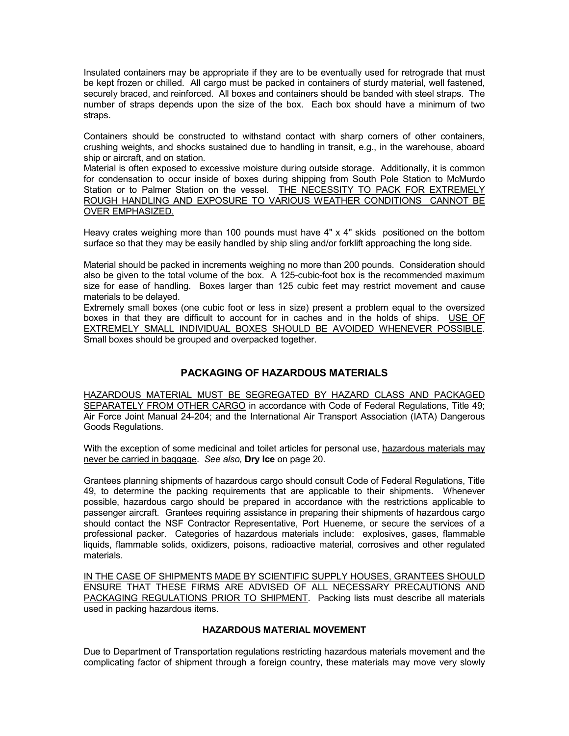Insulated containers may be appropriate if they are to be eventually used for retrograde that must be kept frozen or chilled. All cargo must be packed in containers of sturdy material, well fastened, securely braced, and reinforced. All boxes and containers should be banded with steel straps. The number of straps depends upon the size of the box. Each box should have a minimum of two straps.

Containers should be constructed to withstand contact with sharp corners of other containers, crushing weights, and shocks sustained due to handling in transit, e.g., in the warehouse, aboard ship or aircraft, and on station.

Material is often exposed to excessive moisture during outside storage. Additionally, it is common for condensation to occur inside of boxes during shipping from South Pole Station to McMurdo Station or to Palmer Station on the vessel. <u>THE NECESSITY TO PACK FOR EXTREMELY ROUGH HANDLING AND EXPOSURE TO VARIOUS WEATHER CONDITIONS CANNOT BE OVER EMPHASIZED.</u>

Heavy crates weighing more than 100 pounds must have 4" x 4" skids positioned on the bottom surface so that they may be easily handled by ship sling and/or forklift approaching the long side.

Material should be packed in increments weighing no more than 200 pounds. Consideration should also be given to the total volume of the box. A 125-cubic-foot box is the recommended maximum size for ease of handling. Boxes larger than 125 cubic feet may restrict movement and cause materials to be delayed.

Extremely small boxes (one cubic foot or less in size) present a problem equal to the oversized boxes in that they are difficult to account for in caches and in the holds of ships. <u>USE OF EXTREMELY SMALL INDIVIDUAL BOXES SHOULD BE AVOIDED WHENEVER POSSIBLE</u>. Small boxes should be grouped and overpacked together.

## PACKAGING OF HAZARDOUS MATERIALS

<u>HAZARDOUS MATERIAL MUST BE SEGREGATED BY HAZARD CLASS AND PACKAGED SEPARATELY FROM OTHER CARGO</u> in accordance with Code of Federal Regulations, Title 49; Air Force Joint Manual 24-204; and the International Air Transport Association (IATA) Dangerous Goods Regulations.

With the exception of some medicinal and toilet articles for personal use, <u>hazardous materials may never be carried in baggage</u>. *See also,* **Dry Ice** on page 20.

Grantees planning shipments of hazardous cargo should consult Code of Federal Regulations, Title 49, to determine the packing requirements that are applicable to their shipments. Whenever possible, hazardous cargo should be prepared in accordance with the restrictions applicable to passenger aircraft. Grantees requiring assistance in preparing their shipments of hazardous cargo should contact the NSF Contractor Representative, Port Hueneme, or secure the services of a professional packer. Categories of hazardous materials include: explosives, gases, flammable liquids, flammable solids, oxidizers, poisons, radioactive material, corrosives and other regulated materials.

<u>IN THE CASE OF SHIPMENTS MADE BY SCIENTIFIC SUPPLY HOUSES, GRANTEES SHOULD ENSURE THAT THESE FIRMS ARE ADVISED OF ALL NECESSARY PRECAUTIONS AND PACKAGING REGULATIONS PRIOR TO SHIPMENT</u>. Packing lists must describe all materials used in packing hazardous items.

### HAZARDOUS MATERIAL MOVEMENT

Due to Department of Transportation regulations restricting hazardous materials movement and the complicating factor of shipment through a foreign country, these materials may move very slowly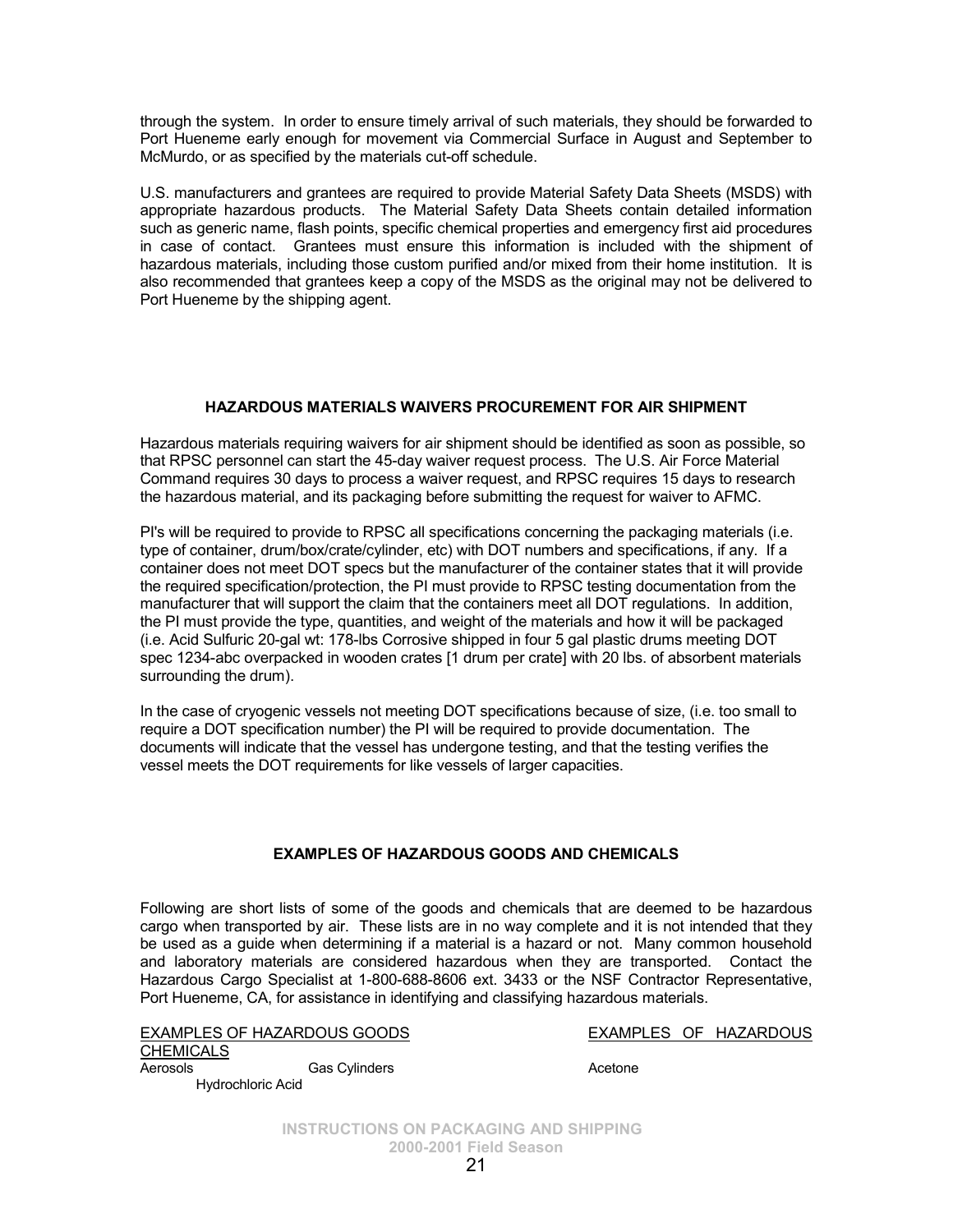through the system. In order to ensure timely arrival of such materials, they should be forwarded to Port Hueneme early enough for movement via Commercial Surface in August and September to McMurdo, or as specified by the materials cut-off schedule.

U.S. manufacturers and grantees are required to provide Material Safety Data Sheets (MSDS) with appropriate hazardous products. The Material Safety Data Sheets contain detailed information such as generic name, flash points, specific chemical properties and emergency first aid procedures in case of contact. Grantees must ensure this information is included with the shipment of hazardous materials, including those custom purified and/or mixed from their home institution. It is also recommended that grantees keep a copy of the MSDS as the original may not be delivered to Port Hueneme by the shipping agent.

### HAZARDOUS MATERIALS WAIVERS PROCUREMENT FOR AIR SHIPMENT

Hazardous materials requiring waivers for air shipment should be identified as soon as possible, so that RPSC personnel can start the 45-day waiver request process. The U.S. Air Force Material Command requires 30 days to process a waiver request, and RPSC requires 15 days to research the hazardous material, and its packaging before submitting the request for waiver to AFMC.

PI's will be required to provide to RPSC all specifications concerning the packaging materials (i.e. type of container, drum/box/crate/cylinder, etc) with DOT numbers and specifications, if any. If a container does not meet DOT specs but the manufacturer of the container states that it will provide the required specification/protection, the PI must provide to RPSC testing documentation from the manufacturer that will support the claim that the containers meet all DOT regulations. In addition, the PI must provide the type, quantities, and weight of the materials and how it will be packaged (i.e. Acid Sulfuric 20-gal wt: 178-lbs Corrosive shipped in four 5 gal plastic drums meeting DOT spec 1234-abc overpacked in wooden crates [1 drum per crate] with 20 lbs. of absorbent materials surrounding the drum).

In the case of cryogenic vessels not meeting DOT specifications because of size, (i.e. too small to require a DOT specification number) the PI will be required to provide documentation. The documents will indicate that the vessel has undergone testing, and that the testing verifies the vessel meets the DOT requirements for like vessels of larger capacities.

### EXAMPLES OF HAZARDOUS GOODS AND CHEMICALS

Following are short lists of some of the goods and chemicals that are deemed to be hazardous cargo when transported by air. These lists are in no way complete and it is not intended that they be used as a guide when determining if a material is a hazard or not. Many common household and laboratory materials are considered hazardous when they are transported. Contact the Hazardous Cargo Specialist at 1-800-688-8606 ext. 3433 or the NSF Contractor Representative, Port Hueneme, CA, for assistance in identifying and classifying hazardous materials.

| EXAMPLES OF HAZARDOUS GOODS | | EXAMPLES OF HAZARDOUS CHEMICALS | |
|---|---|---|---|
| Aerosols | Gas Cylinders | Acetone | Hydrochloric Acid |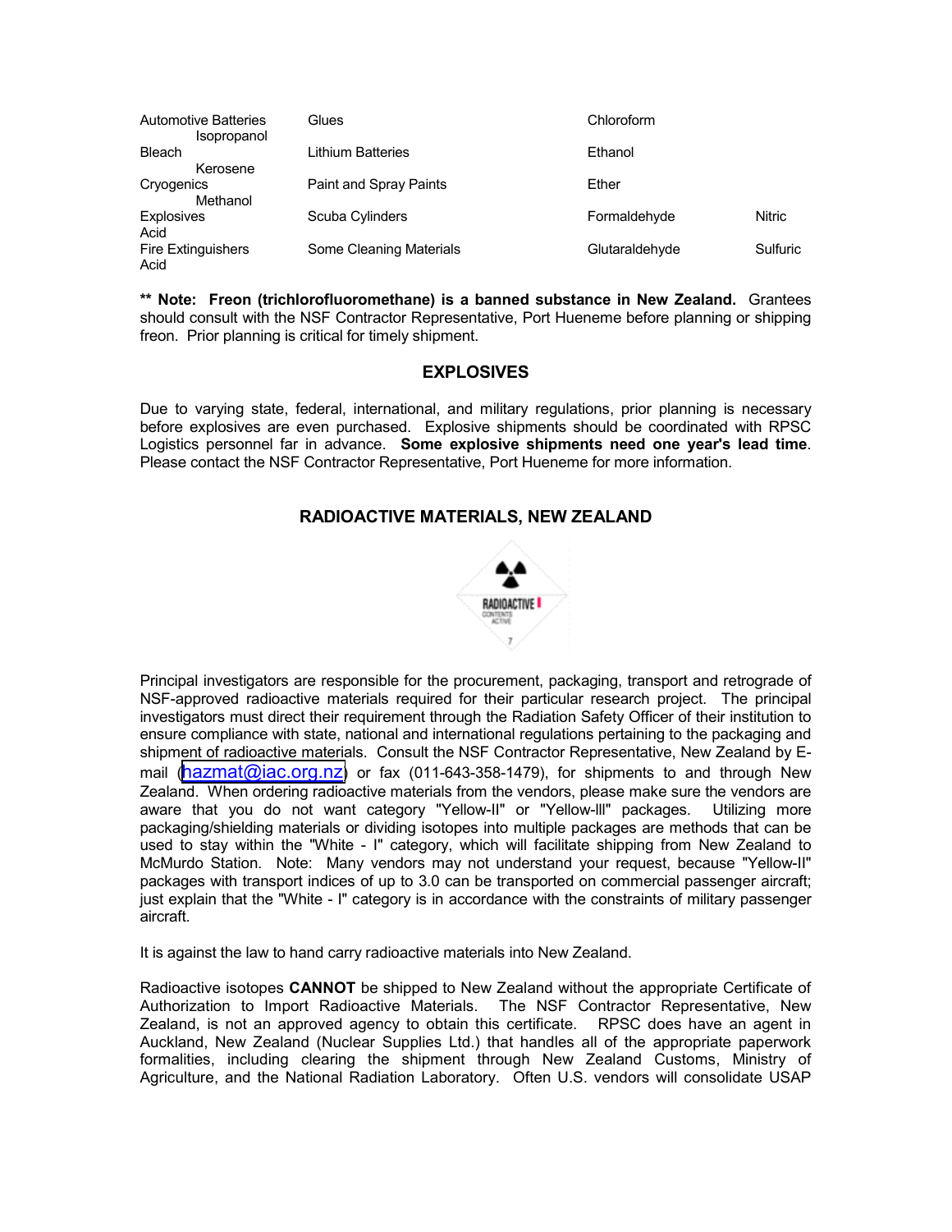| | | | |
|---|---|---|---|
| Automotive Batteries | Glues | Chloroform | Isopropanol |
| Bleach | Lithium Batteries | Ethanol | Kerosene |
| Cryogenics | Paint and Spray Paints | Ether | Methanol |
| Explosives | Scuba Cylinders | Formaldehyde | Nitric Acid |
| Fire Extinguishers | Some Cleaning Materials | Glutaraldehyde | Sulfuric Acid |

**\*\* Note: Freon (trichlorofluoromethane) is a banned substance in New Zealand.** Grantees should consult with the NSF Contractor Representative, Port Hueneme before planning or shipping freon. Prior planning is critical for timely shipment.

## EXPLOSIVES

Due to varying state, federal, international, and military regulations, prior planning is necessary before explosives are even purchased. Explosive shipments should be coordinated with RPSC Logistics personnel far in advance. **Some explosive shipments need one year's lead time**. Please contact the NSF Contractor Representative, Port Hueneme for more information.

## RADIOACTIVE MATERIALS, NEW ZEALAND

Principal investigators are responsible for the procurement, packaging, transport and retrograde of NSF-approved radioactive materials required for their particular research project. The principal investigators must direct their requirement through the Radiation Safety Officer of their institution to ensure compliance with state, national and international regulations pertaining to the packaging and shipment of radioactive materials. Consult the NSF Contractor Representative, New Zealand by E-mail (hazmat@iac.org.nz) or fax (011-643-358-1479), for shipments to and through New Zealand. When ordering radioactive materials from the vendors, please make sure the vendors are aware that you do not want category "Yellow-II" or "Yellow-III" packages. Utilizing more packaging/shielding materials or dividing isotopes into multiple packages are methods that can be used to stay within the "White - I" category, which will facilitate shipping from New Zealand to McMurdo Station. Note: Many vendors may not understand your request, because "Yellow-II" packages with transport indices of up to 3.0 can be transported on commercial passenger aircraft; just explain that the "White - I" category is in accordance with the constraints of military passenger aircraft.

It is against the law to hand carry radioactive materials into New Zealand.

Radioactive isotopes **CANNOT** be shipped to New Zealand without the appropriate Certificate of Authorization to Import Radioactive Materials. The NSF Contractor Representative, New Zealand, is not an approved agency to obtain this certificate. RPSC does have an agent in Auckland, New Zealand (Nuclear Supplies Ltd.) that handles all of the appropriate paperwork formalities, including clearing the shipment through New Zealand Customs, Ministry of Agriculture, and the National Radiation Laboratory. Often U.S. vendors will consolidate USAP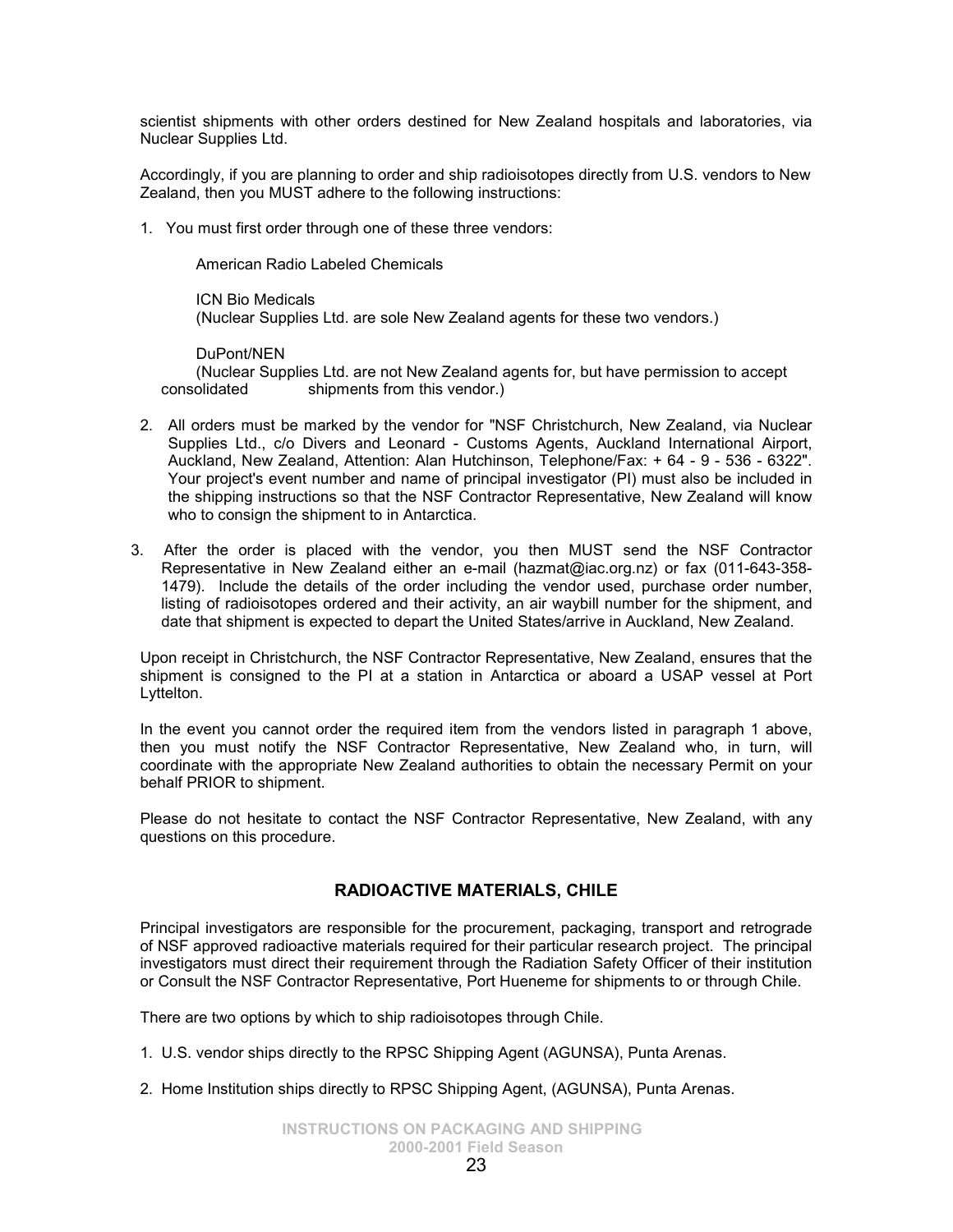scientist shipments with other orders destined for New Zealand hospitals and laboratories, via Nuclear Supplies Ltd.

Accordingly, if you are planning to order and ship radioisotopes directly from U.S. vendors to New Zealand, then you MUST adhere to the following instructions:

1. You must first order through one of these three vendors:

   American Radio Labeled Chemicals

   ICN Bio Medicals
   (Nuclear Supplies Ltd. are sole New Zealand agents for these two vendors.)

   DuPont/NEN
   (Nuclear Supplies Ltd. are not New Zealand agents for, but have permission to accept consolidated shipments from this vendor.)

2. All orders must be marked by the vendor for "NSF Christchurch, New Zealand, via Nuclear Supplies Ltd., c/o Divers and Leonard - Customs Agents, Auckland International Airport, Auckland, New Zealand, Attention: Alan Hutchinson, Telephone/Fax: + 64 - 9 - 536 - 6322". Your project's event number and name of principal investigator (PI) must also be included in the shipping instructions so that the NSF Contractor Representative, New Zealand will know who to consign the shipment to in Antarctica.

3. After the order is placed with the vendor, you then MUST send the NSF Contractor Representative in New Zealand either an e-mail (hazmat@iac.org.nz) or fax (011-643-358-1479). Include the details of the order including the vendor used, purchase order number, listing of radioisotopes ordered and their activity, an air waybill number for the shipment, and date that shipment is expected to depart the United States/arrive in Auckland, New Zealand.

Upon receipt in Christchurch, the NSF Contractor Representative, New Zealand, ensures that the shipment is consigned to the PI at a station in Antarctica or aboard a USAP vessel at Port Lyttelton.

In the event you cannot order the required item from the vendors listed in paragraph 1 above, then you must notify the NSF Contractor Representative, New Zealand who, in turn, will coordinate with the appropriate New Zealand authorities to obtain the necessary Permit on your behalf PRIOR to shipment.

Please do not hesitate to contact the NSF Contractor Representative, New Zealand, with any questions on this procedure.

## RADIOACTIVE MATERIALS, CHILE

Principal investigators are responsible for the procurement, packaging, transport and retrograde of NSF approved radioactive materials required for their particular research project. The principal investigators must direct their requirement through the Radiation Safety Officer of their institution or Consult the NSF Contractor Representative, Port Hueneme for shipments to or through Chile.

There are two options by which to ship radioisotopes through Chile.

1. U.S. vendor ships directly to the RPSC Shipping Agent (AGUNSA), Punta Arenas.
2. Home Institution ships directly to RPSC Shipping Agent, (AGUNSA), Punta Arenas.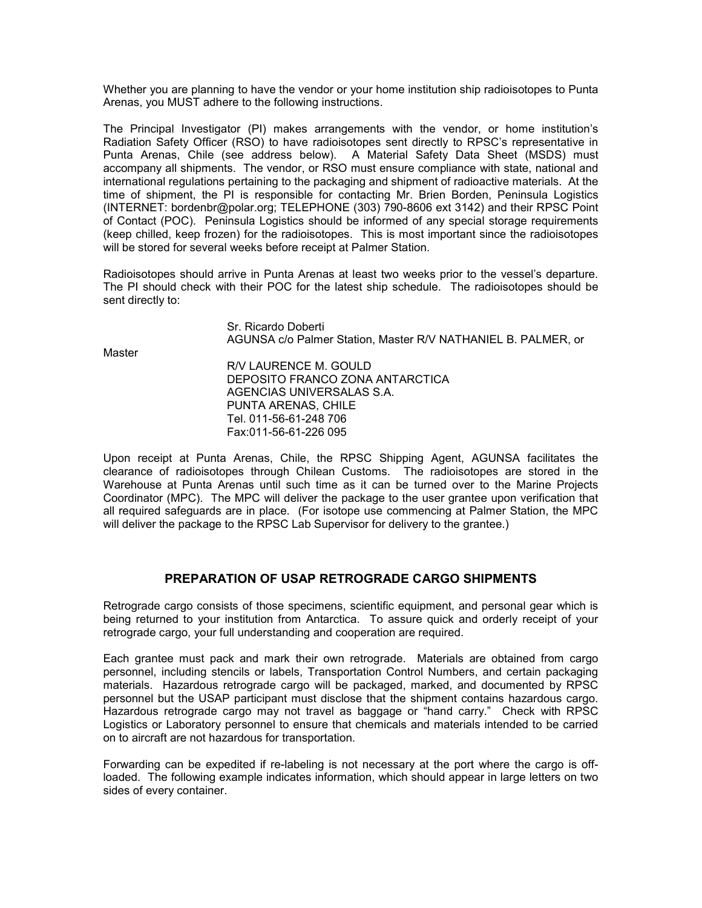Whether you are planning to have the vendor or your home institution ship radioisotopes to Punta Arenas, you MUST adhere to the following instructions.

The Principal Investigator (PI) makes arrangements with the vendor, or home institution's Radiation Safety Officer (RSO) to have radioisotopes sent directly to RPSC's representative in Punta Arenas, Chile (see address below). A Material Safety Data Sheet (MSDS) must accompany all shipments. The vendor, or RSO must ensure compliance with state, national and international regulations pertaining to the packaging and shipment of radioactive materials. At the time of shipment, the PI is responsible for contacting Mr. Brien Borden, Peninsula Logistics (INTERNET: bordenbr@polar.org; TELEPHONE (303) 790-8606 ext 3142) and their RPSC Point of Contact (POC). Peninsula Logistics should be informed of any special storage requirements (keep chilled, keep frozen) for the radioisotopes. This is most important since the radioisotopes will be stored for several weeks before receipt at Palmer Station.

Radioisotopes should arrive in Punta Arenas at least two weeks prior to the vessel's departure. The PI should check with their POC for the latest ship schedule. The radioisotopes should be sent directly to:

Sr. Ricardo Doberti
AGUNSA c/o Palmer Station, Master R/V NATHANIEL B. PALMER, or Master
R/V LAURENCE M. GOULD
DEPOSITO FRANCO ZONA ANTARCTICA
AGENCIAS UNIVERSALAS S.A.
PUNTA ARENAS, CHILE
Tel. 011-56-61-248 706
Fax:011-56-61-226 095

Upon receipt at Punta Arenas, Chile, the RPSC Shipping Agent, AGUNSA facilitates the clearance of radioisotopes through Chilean Customs. The radioisotopes are stored in the Warehouse at Punta Arenas until such time as it can be turned over to the Marine Projects Coordinator (MPC). The MPC will deliver the package to the user grantee upon verification that all required safeguards are in place. (For isotope use commencing at Palmer Station, the MPC will deliver the package to the RPSC Lab Supervisor for delivery to the grantee.)

## PREPARATION OF USAP RETROGRADE CARGO SHIPMENTS

Retrograde cargo consists of those specimens, scientific equipment, and personal gear which is being returned to your institution from Antarctica. To assure quick and orderly receipt of your retrograde cargo, your full understanding and cooperation are required.

Each grantee must pack and mark their own retrograde. Materials are obtained from cargo personnel, including stencils or labels, Transportation Control Numbers, and certain packaging materials. Hazardous retrograde cargo will be packaged, marked, and documented by RPSC personnel but the USAP participant must disclose that the shipment contains hazardous cargo. Hazardous retrograde cargo may not travel as baggage or "hand carry." Check with RPSC Logistics or Laboratory personnel to ensure that chemicals and materials intended to be carried on to aircraft are not hazardous for transportation.

Forwarding can be expedited if re-labeling is not necessary at the port where the cargo is off-loaded. The following example indicates information, which should appear in large letters on two sides of every container.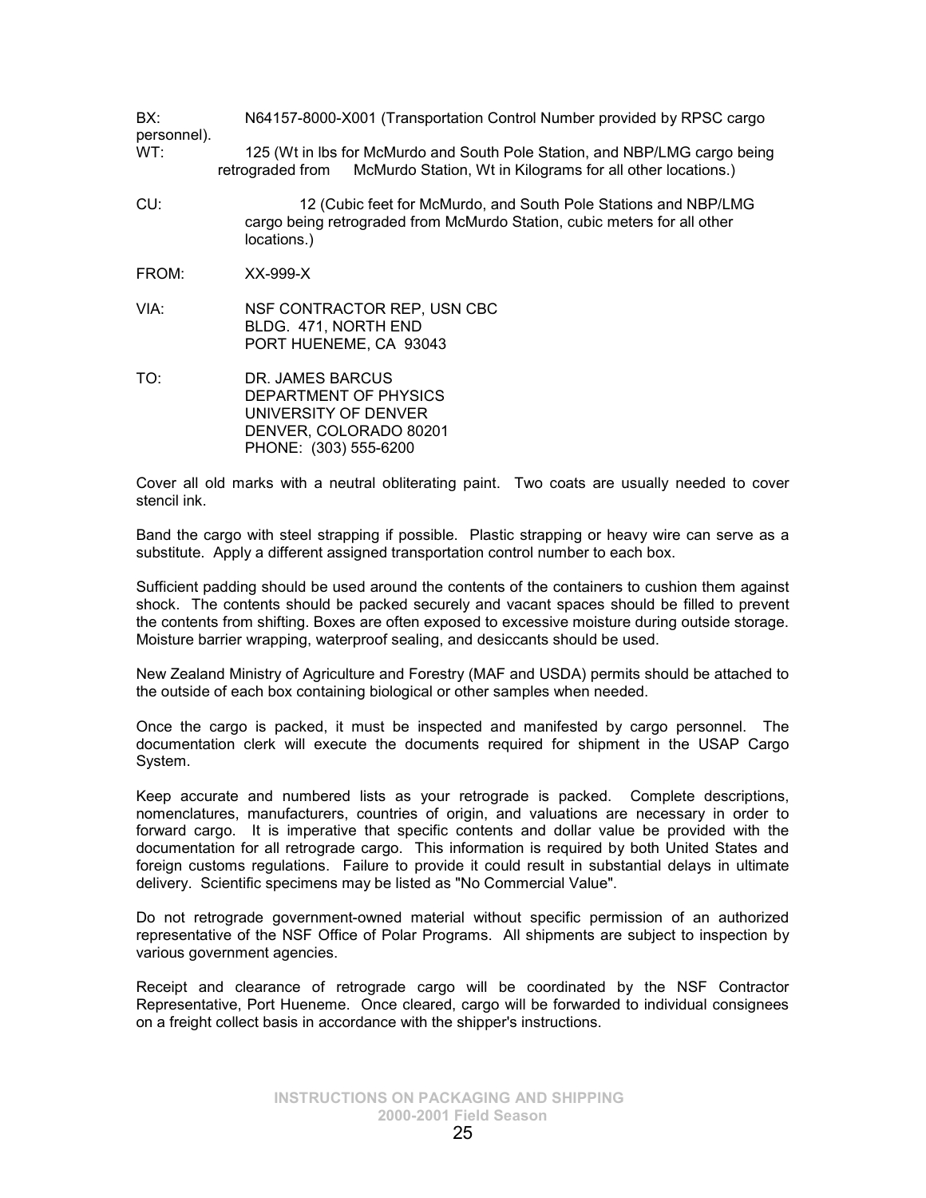BX: N64157-8000-X001 (Transportation Control Number provided by RPSC cargo personnel).

WT: 125 (Wt in lbs for McMurdo and South Pole Station, and NBP/LMG cargo being retrograded from McMurdo Station, Wt in Kilograms for all other locations.)

CU: 12 (Cubic feet for McMurdo, and South Pole Stations and NBP/LMG cargo being retrograded from McMurdo Station, cubic meters for all other locations.)

FROM: XX-999-X

VIA: NSF CONTRACTOR REP, USN CBC
BLDG. 471, NORTH END
PORT HUENEME, CA 93043

TO: DR. JAMES BARCUS
DEPARTMENT OF PHYSICS
UNIVERSITY OF DENVER
DENVER, COLORADO 80201
PHONE: (303) 555-6200

Cover all old marks with a neutral obliterating paint. Two coats are usually needed to cover stencil ink.

Band the cargo with steel strapping if possible. Plastic strapping or heavy wire can serve as a substitute. Apply a different assigned transportation control number to each box.

Sufficient padding should be used around the contents of the containers to cushion them against shock. The contents should be packed securely and vacant spaces should be filled to prevent the contents from shifting. Boxes are often exposed to excessive moisture during outside storage. Moisture barrier wrapping, waterproof sealing, and desiccants should be used.

New Zealand Ministry of Agriculture and Forestry (MAF and USDA) permits should be attached to the outside of each box containing biological or other samples when needed.

Once the cargo is packed, it must be inspected and manifested by cargo personnel. The documentation clerk will execute the documents required for shipment in the USAP Cargo System.

Keep accurate and numbered lists as your retrograde is packed. Complete descriptions, nomenclatures, manufacturers, countries of origin, and valuations are necessary in order to forward cargo. It is imperative that specific contents and dollar value be provided with the documentation for all retrograde cargo. This information is required by both United States and foreign customs regulations. Failure to provide it could result in substantial delays in ultimate delivery. Scientific specimens may be listed as "No Commercial Value".

Do not retrograde government-owned material without specific permission of an authorized representative of the NSF Office of Polar Programs. All shipments are subject to inspection by various government agencies.

Receipt and clearance of retrograde cargo will be coordinated by the NSF Contractor Representative, Port Hueneme. Once cleared, cargo will be forwarded to individual consignees on a freight collect basis in accordance with the shipper's instructions.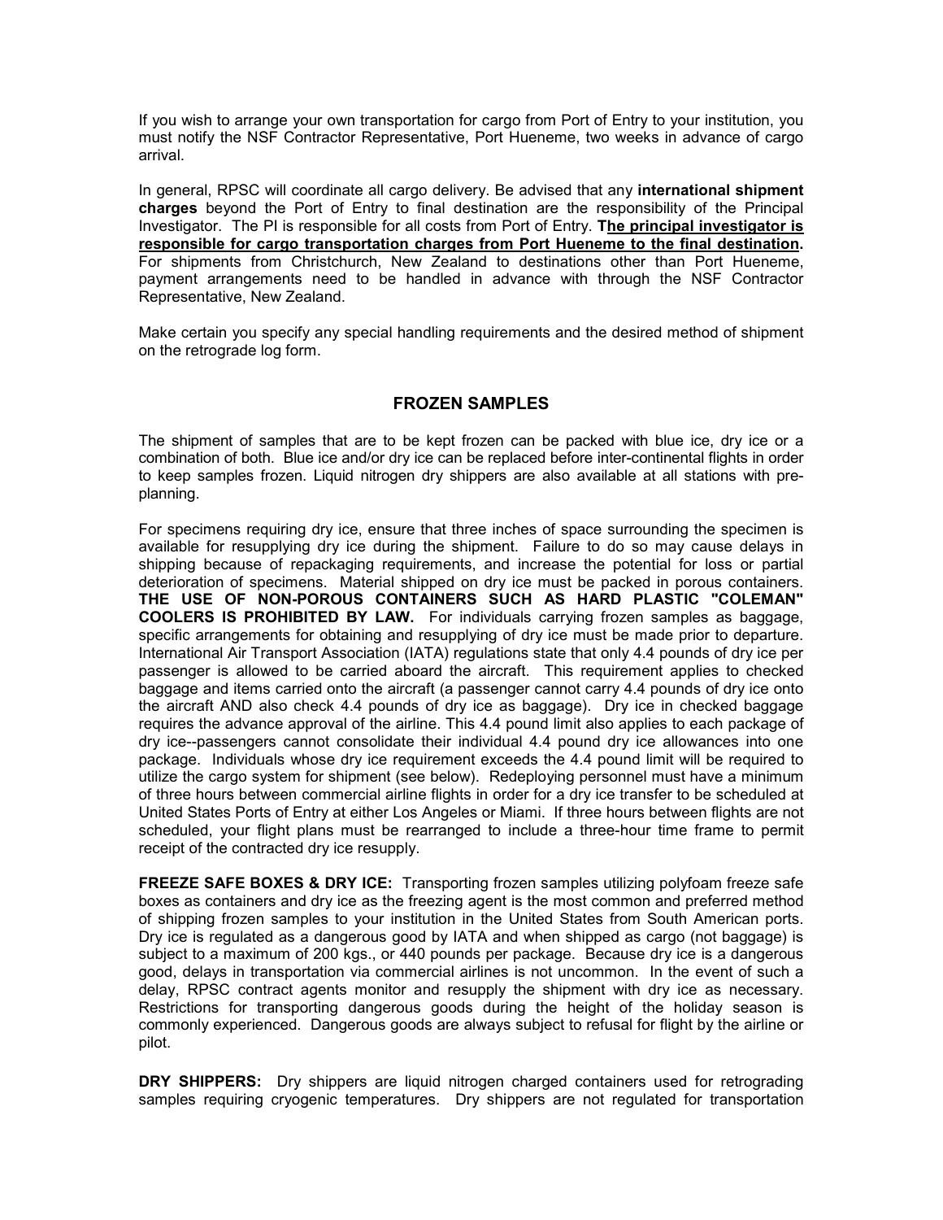If you wish to arrange your own transportation for cargo from Port of Entry to your institution, you must notify the NSF Contractor Representative, Port Hueneme, two weeks in advance of cargo arrival.

In general, RPSC will coordinate all cargo delivery. Be advised that any **international shipment charges** beyond the Port of Entry to final destination are the responsibility of the Principal Investigator. The PI is responsible for all costs from Port of Entry. **The principal investigator is responsible for cargo transportation charges from Port Hueneme to the final destination.** For shipments from Christchurch, New Zealand to destinations other than Port Hueneme, payment arrangements need to be handled in advance with through the NSF Contractor Representative, New Zealand.

Make certain you specify any special handling requirements and the desired method of shipment on the retrograde log form.

## FROZEN SAMPLES

The shipment of samples that are to be kept frozen can be packed with blue ice, dry ice or a combination of both. Blue ice and/or dry ice can be replaced before inter-continental flights in order to keep samples frozen. Liquid nitrogen dry shippers are also available at all stations with pre-planning.

For specimens requiring dry ice, ensure that three inches of space surrounding the specimen is available for resupplying dry ice during the shipment. Failure to do so may cause delays in shipping because of repackaging requirements, and increase the potential for loss or partial deterioration of specimens. Material shipped on dry ice must be packed in porous containers. **THE USE OF NON-POROUS CONTAINERS SUCH AS HARD PLASTIC "COLEMAN" COOLERS IS PROHIBITED BY LAW.** For individuals carrying frozen samples as baggage, specific arrangements for obtaining and resupplying of dry ice must be made prior to departure. International Air Transport Association (IATA) regulations state that only 4.4 pounds of dry ice per passenger is allowed to be carried aboard the aircraft. This requirement applies to checked baggage and items carried onto the aircraft (a passenger cannot carry 4.4 pounds of dry ice onto the aircraft AND also check 4.4 pounds of dry ice as baggage). Dry ice in checked baggage requires the advance approval of the airline. This 4.4 pound limit also applies to each package of dry ice--passengers cannot consolidate their individual 4.4 pound dry ice allowances into one package. Individuals whose dry ice requirement exceeds the 4.4 pound limit will be required to utilize the cargo system for shipment (see below). Redeploying personnel must have a minimum of three hours between commercial airline flights in order for a dry ice transfer to be scheduled at United States Ports of Entry at either Los Angeles or Miami. If three hours between flights are not scheduled, your flight plans must be rearranged to include a three-hour time frame to permit receipt of the contracted dry ice resupply.

**FREEZE SAFE BOXES & DRY ICE:** Transporting frozen samples utilizing polyfoam freeze safe boxes as containers and dry ice as the freezing agent is the most common and preferred method of shipping frozen samples to your institution in the United States from South American ports. Dry ice is regulated as a dangerous good by IATA and when shipped as cargo (not baggage) is subject to a maximum of 200 kgs., or 440 pounds per package. Because dry ice is a dangerous good, delays in transportation via commercial airlines is not uncommon. In the event of such a delay, RPSC contract agents monitor and resupply the shipment with dry ice as necessary. Restrictions for transporting dangerous goods during the height of the holiday season is commonly experienced. Dangerous goods are always subject to refusal for flight by the airline or pilot.

**DRY SHIPPERS:** Dry shippers are liquid nitrogen charged containers used for retrograding samples requiring cryogenic temperatures. Dry shippers are not regulated for transportation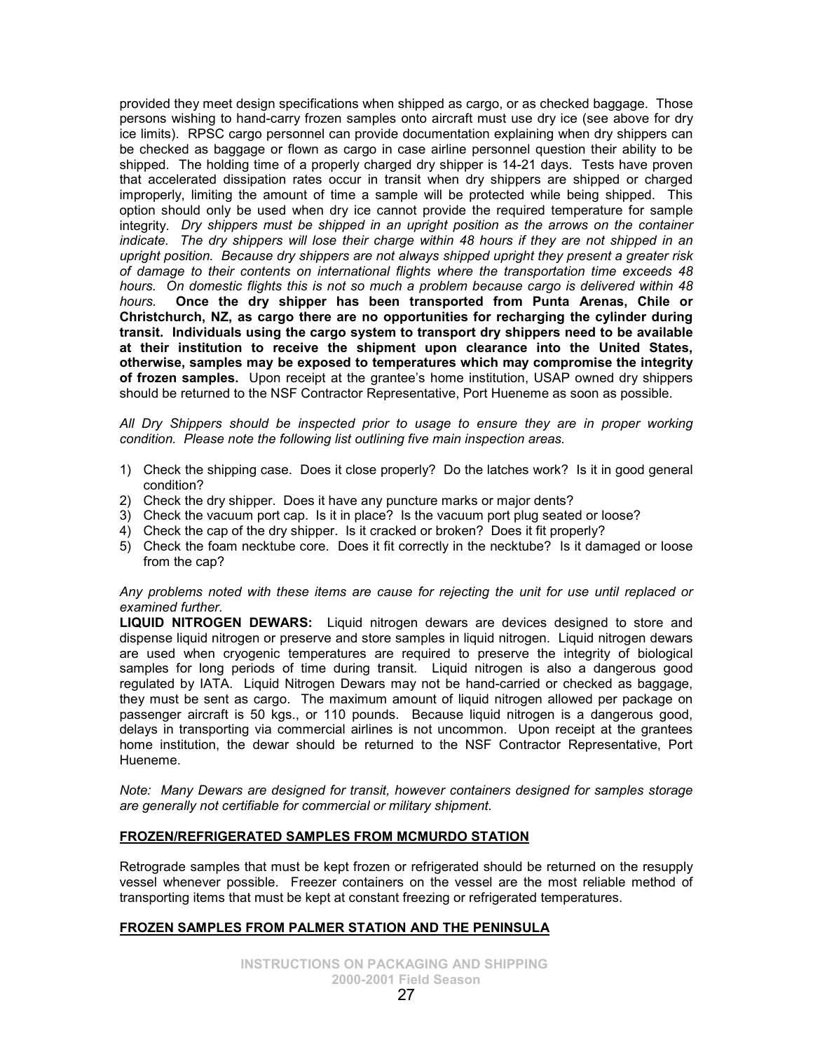provided they meet design specifications when shipped as cargo, or as checked baggage. Those persons wishing to hand-carry frozen samples onto aircraft must use dry ice (see above for dry ice limits). RPSC cargo personnel can provide documentation explaining when dry shippers can be checked as baggage or flown as cargo in case airline personnel question their ability to be shipped. The holding time of a properly charged dry shipper is 14-21 days. Tests have proven that accelerated dissipation rates occur in transit when dry shippers are shipped or charged improperly, limiting the amount of time a sample will be protected while being shipped. This option should only be used when dry ice cannot provide the required temperature for sample integrity. *Dry shippers must be shipped in an upright position as the arrows on the container indicate. The dry shippers will lose their charge within 48 hours if they are not shipped in an upright position. Because dry shippers are not always shipped upright they present a greater risk of damage to their contents on international flights where the transportation time exceeds 48 hours. On domestic flights this is not so much a problem because cargo is delivered within 48 hours.* **Once the dry shipper has been transported from Punta Arenas, Chile or Christchurch, NZ, as cargo there are no opportunities for recharging the cylinder during transit. Individuals using the cargo system to transport dry shippers need to be available at their institution to receive the shipment upon clearance into the United States, otherwise, samples may be exposed to temperatures which may compromise the integrity of frozen samples.** Upon receipt at the grantee's home institution, USAP owned dry shippers should be returned to the NSF Contractor Representative, Port Hueneme as soon as possible.

*All Dry Shippers should be inspected prior to usage to ensure they are in proper working condition. Please note the following list outlining five main inspection areas.*

1) Check the shipping case. Does it close properly? Do the latches work? Is it in good general condition?
2) Check the dry shipper. Does it have any puncture marks or major dents?
3) Check the vacuum port cap. Is it in place? Is the vacuum port plug seated or loose?
4) Check the cap of the dry shipper. Is it cracked or broken? Does it fit properly?
5) Check the foam necktube core. Does it fit correctly in the necktube? Is it damaged or loose from the cap?

*Any problems noted with these items are cause for rejecting the unit for use until replaced or examined further.*

**LIQUID NITROGEN DEWARS:** Liquid nitrogen dewars are devices designed to store and dispense liquid nitrogen or preserve and store samples in liquid nitrogen. Liquid nitrogen dewars are used when cryogenic temperatures are required to preserve the integrity of biological samples for long periods of time during transit. Liquid nitrogen is also a dangerous good regulated by IATA. Liquid Nitrogen Dewars may not be hand-carried or checked as baggage, they must be sent as cargo. The maximum amount of liquid nitrogen allowed per package on passenger aircraft is 50 kgs., or 110 pounds. Because liquid nitrogen is a dangerous good, delays in transporting via commercial airlines is not uncommon. Upon receipt at the grantees home institution, the dewar should be returned to the NSF Contractor Representative, Port Hueneme.

*Note: Many Dewars are designed for transit, however containers designed for samples storage are generally not certifiable for commercial or military shipment.*

## FROZEN/REFRIGERATED SAMPLES FROM MCMURDO STATION

Retrograde samples that must be kept frozen or refrigerated should be returned on the resupply vessel whenever possible. Freezer containers on the vessel are the most reliable method of transporting items that must be kept at constant freezing or refrigerated temperatures.

## FROZEN SAMPLES FROM PALMER STATION AND THE PENINSULA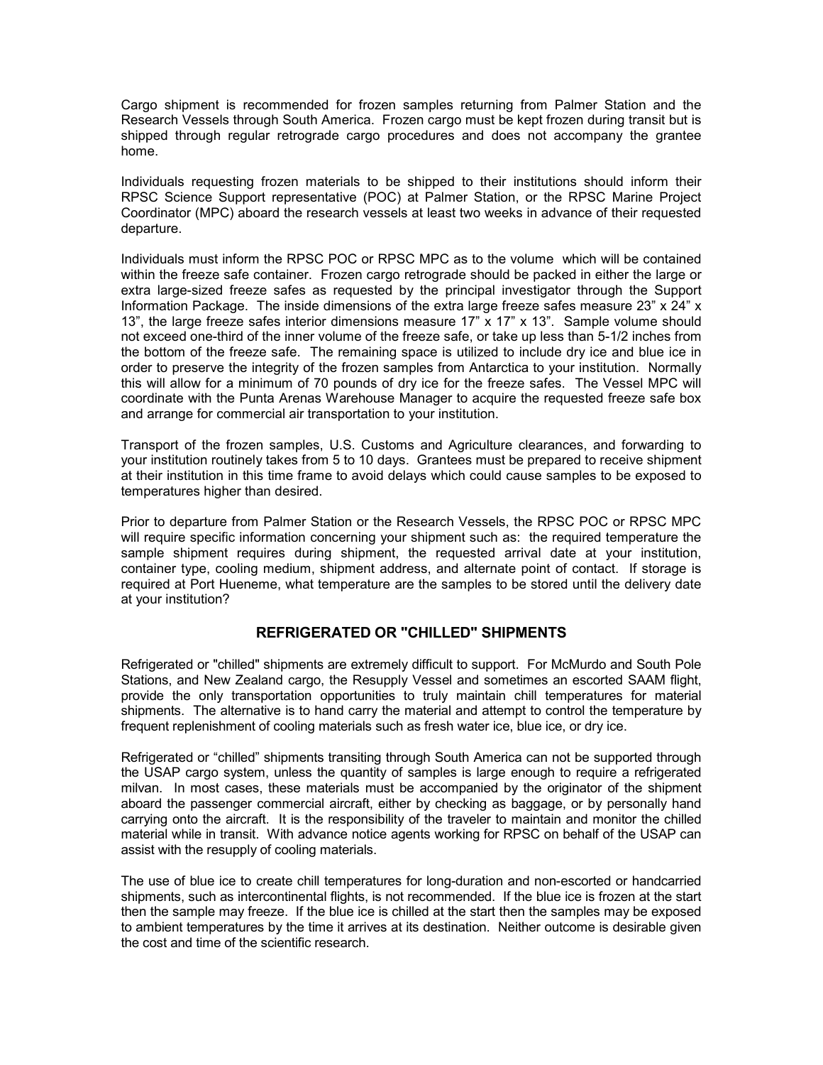Cargo shipment is recommended for frozen samples returning from Palmer Station and the Research Vessels through South America. Frozen cargo must be kept frozen during transit but is shipped through regular retrograde cargo procedures and does not accompany the grantee home.

Individuals requesting frozen materials to be shipped to their institutions should inform their RPSC Science Support representative (POC) at Palmer Station, or the RPSC Marine Project Coordinator (MPC) aboard the research vessels at least two weeks in advance of their requested departure.

Individuals must inform the RPSC POC or RPSC MPC as to the volume which will be contained within the freeze safe container. Frozen cargo retrograde should be packed in either the large or extra large-sized freeze safes as requested by the principal investigator through the Support Information Package. The inside dimensions of the extra large freeze safes measure 23" x 24" x 13", the large freeze safes interior dimensions measure 17" x 17" x 13". Sample volume should not exceed one-third of the inner volume of the freeze safe, or take up less than 5-1/2 inches from the bottom of the freeze safe. The remaining space is utilized to include dry ice and blue ice in order to preserve the integrity of the frozen samples from Antarctica to your institution. Normally this will allow for a minimum of 70 pounds of dry ice for the freeze safes. The Vessel MPC will coordinate with the Punta Arenas Warehouse Manager to acquire the requested freeze safe box and arrange for commercial air transportation to your institution.

Transport of the frozen samples, U.S. Customs and Agriculture clearances, and forwarding to your institution routinely takes from 5 to 10 days. Grantees must be prepared to receive shipment at their institution in this time frame to avoid delays which could cause samples to be exposed to temperatures higher than desired.

Prior to departure from Palmer Station or the Research Vessels, the RPSC POC or RPSC MPC will require specific information concerning your shipment such as: the required temperature the sample shipment requires during shipment, the requested arrival date at your institution, container type, cooling medium, shipment address, and alternate point of contact. If storage is required at Port Hueneme, what temperature are the samples to be stored until the delivery date at your institution?

## REFRIGERATED OR "CHILLED" SHIPMENTS

Refrigerated or "chilled" shipments are extremely difficult to support. For McMurdo and South Pole Stations, and New Zealand cargo, the Resupply Vessel and sometimes an escorted SAAM flight, provide the only transportation opportunities to truly maintain chill temperatures for material shipments. The alternative is to hand carry the material and attempt to control the temperature by frequent replenishment of cooling materials such as fresh water ice, blue ice, or dry ice.

Refrigerated or "chilled" shipments transiting through South America can not be supported through the USAP cargo system, unless the quantity of samples is large enough to require a refrigerated milvan. In most cases, these materials must be accompanied by the originator of the shipment aboard the passenger commercial aircraft, either by checking as baggage, or by personally hand carrying onto the aircraft. It is the responsibility of the traveler to maintain and monitor the chilled material while in transit. With advance notice agents working for RPSC on behalf of the USAP can assist with the resupply of cooling materials.

The use of blue ice to create chill temperatures for long-duration and non-escorted or handcarried shipments, such as intercontinental flights, is not recommended. If the blue ice is frozen at the start then the sample may freeze. If the blue ice is chilled at the start then the samples may be exposed to ambient temperatures by the time it arrives at its destination. Neither outcome is desirable given the cost and time of the scientific research.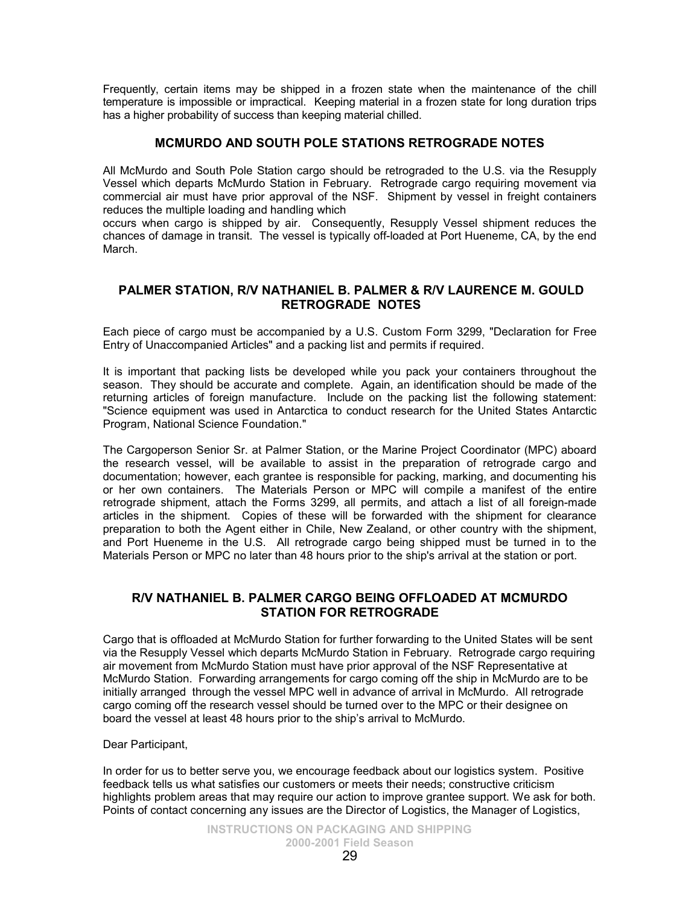Frequently, certain items may be shipped in a frozen state when the maintenance of the chill temperature is impossible or impractical. Keeping material in a frozen state for long duration trips has a higher probability of success than keeping material chilled.

## MCMURDO AND SOUTH POLE STATIONS RETROGRADE NOTES

All McMurdo and South Pole Station cargo should be retrograded to the U.S. via the Resupply Vessel which departs McMurdo Station in February. Retrograde cargo requiring movement via commercial air must have prior approval of the NSF. Shipment by vessel in freight containers reduces the multiple loading and handling which occurs when cargo is shipped by air. Consequently, Resupply Vessel shipment reduces the chances of damage in transit. The vessel is typically off-loaded at Port Hueneme, CA, by the end March.

## PALMER STATION, R/V NATHANIEL B. PALMER & R/V LAURENCE M. GOULD RETROGRADE NOTES

Each piece of cargo must be accompanied by a U.S. Custom Form 3299, "Declaration for Free Entry of Unaccompanied Articles" and a packing list and permits if required.

It is important that packing lists be developed while you pack your containers throughout the season. They should be accurate and complete. Again, an identification should be made of the returning articles of foreign manufacture. Include on the packing list the following statement: "Science equipment was used in Antarctica to conduct research for the United States Antarctic Program, National Science Foundation."

The Cargoperson Senior Sr. at Palmer Station, or the Marine Project Coordinator (MPC) aboard the research vessel, will be available to assist in the preparation of retrograde cargo and documentation; however, each grantee is responsible for packing, marking, and documenting his or her own containers. The Materials Person or MPC will compile a manifest of the entire retrograde shipment, attach the Forms 3299, all permits, and attach a list of all foreign-made articles in the shipment. Copies of these will be forwarded with the shipment for clearance preparation to both the Agent either in Chile, New Zealand, or other country with the shipment, and Port Hueneme in the U.S. All retrograde cargo being shipped must be turned in to the Materials Person or MPC no later than 48 hours prior to the ship's arrival at the station or port.

## R/V NATHANIEL B. PALMER CARGO BEING OFFLOADED AT MCMURDO STATION FOR RETROGRADE

Cargo that is offloaded at McMurdo Station for further forwarding to the United States will be sent via the Resupply Vessel which departs McMurdo Station in February. Retrograde cargo requiring air movement from McMurdo Station must have prior approval of the NSF Representative at McMurdo Station. Forwarding arrangements for cargo coming off the ship in McMurdo are to be initially arranged through the vessel MPC well in advance of arrival in McMurdo. All retrograde cargo coming off the research vessel should be turned over to the MPC or their designee on board the vessel at least 48 hours prior to the ship's arrival to McMurdo.

Dear Participant,

In order for us to better serve you, we encourage feedback about our logistics system. Positive feedback tells us what satisfies our customers or meets their needs; constructive criticism highlights problem areas that may require our action to improve grantee support. We ask for both. Points of contact concerning any issues are the Director of Logistics, the Manager of Logistics,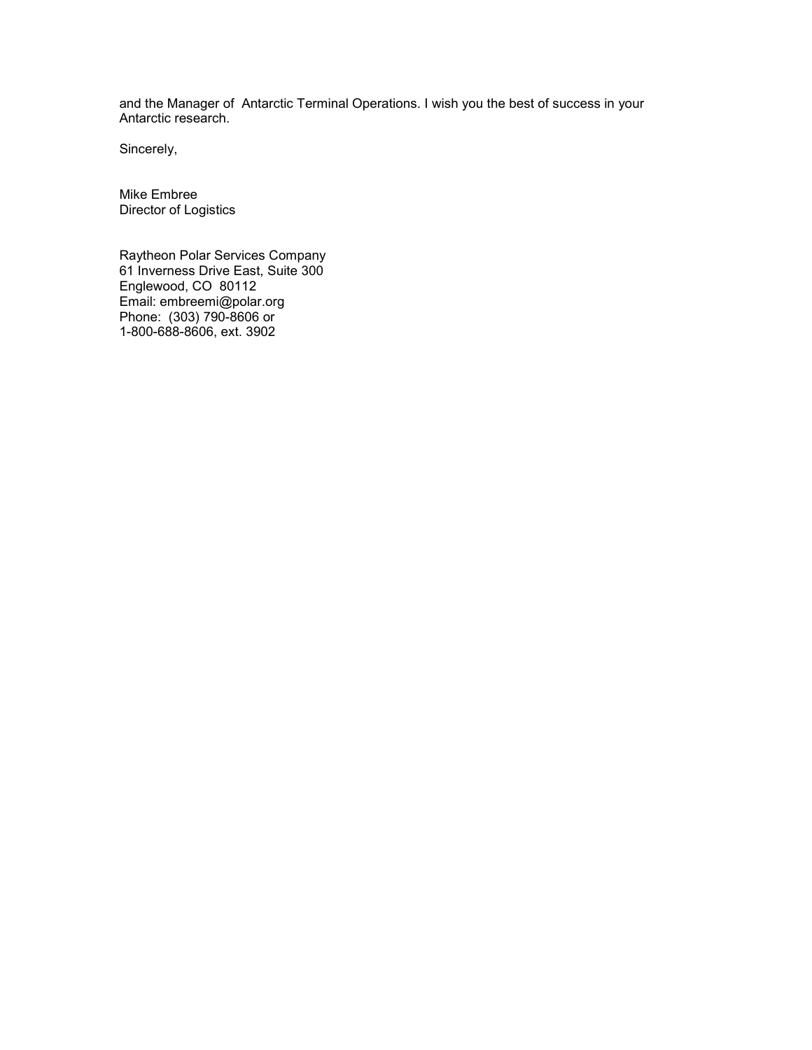and the Manager of Antarctic Terminal Operations. I wish you the best of success in your Antarctic research.

Sincerely,

Mike Embree
Director of Logistics

Raytheon Polar Services Company
61 Inverness Drive East, Suite 300
Englewood, CO 80112
Email: embreemi@polar.org
Phone: (303) 790-8606 or
1-800-688-8606, ext. 3902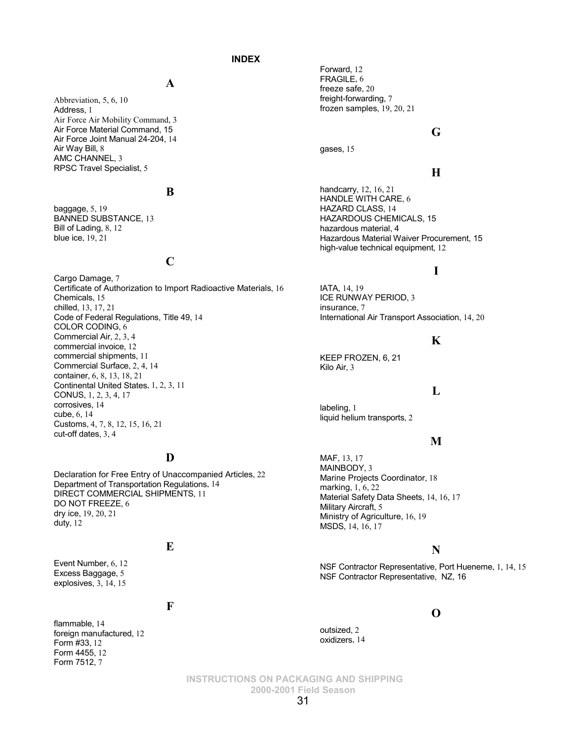**INDEX**

## A

Abbreviation, 5, 6, 10
Address, 1
Air Force Air Mobility Command, 3
Air Force Material Command, 15
Air Force Joint Manual 24-204, 14
Air Way Bill, 8
AMC CHANNEL, 3
RPSC Travel Specialist, 5

## B

baggage, 5, 19
BANNED SUBSTANCE, 13
Bill of Lading, 8, 12
blue ice, 19, 21

## C

Cargo Damage, 7
Certificate of Authorization to Import Radioactive Materials, 16
Chemicals, 15
chilled, 13, 17, 21
Code of Federal Regulations, Title 49, 14
COLOR CODING, 6
Commercial Air, 2, 3, 4
commercial invoice, 12
commercial shipments, 11
Commercial Surface, 2, 4, 14
container, 6, 8, 13, 18, 21
Continental United States, 1, 2, 3, 11
CONUS, 1, 2, 3, 4, 17
corrosives, 14
cube, 6, 14
Customs, 4, 7, 8, 12, 15, 16, 21
cut-off dates, 3, 4

## D

Declaration for Free Entry of Unaccompanied Articles, 22
Department of Transportation Regulations, 14
DIRECT COMMERCIAL SHIPMENTS, 11
DO NOT FREEZE, 6
dry ice, 19, 20, 21
duty, 12

## E

Event Number, 6, 12
Excess Baggage, 5
explosives, 3, 14, 15

## F

flammable, 14
foreign manufactured, 12
Form #33, 12
Form 4455, 12
Form 7512, 7
Forward, 12
FRAGILE, 6
freeze safe, 20
freight-forwarding, 7
frozen samples, 19, 20, 21

## G

gases, 15

## H

handcarry, 12, 16, 21
HANDLE WITH CARE, 6
HAZARD CLASS, 14
HAZARDOUS CHEMICALS, 15
hazardous material, 4
Hazardous Material Waiver Procurement, 15
high-value technical equipment, 12

## I

IATA, 14, 19
ICE RUNWAY PERIOD, 3
insurance, 7
International Air Transport Association, 14, 20

## K

KEEP FROZEN, 6, 21
Kilo Air, 3

## L

labeling, 1
liquid helium transports, 2

## M

MAF, 13, 17
MAINBODY, 3
Marine Projects Coordinator, 18
marking, 1, 6, 22
Material Safety Data Sheets, 14, 16, 17
Military Aircraft, 5
Ministry of Agriculture, 16, 19
MSDS, 14, 16, 17

## N

NSF Contractor Representative, Port Hueneme, 1, 14, 15
NSF Contractor Representative, NZ, 16

## O

outsized, 2
oxidizers, 14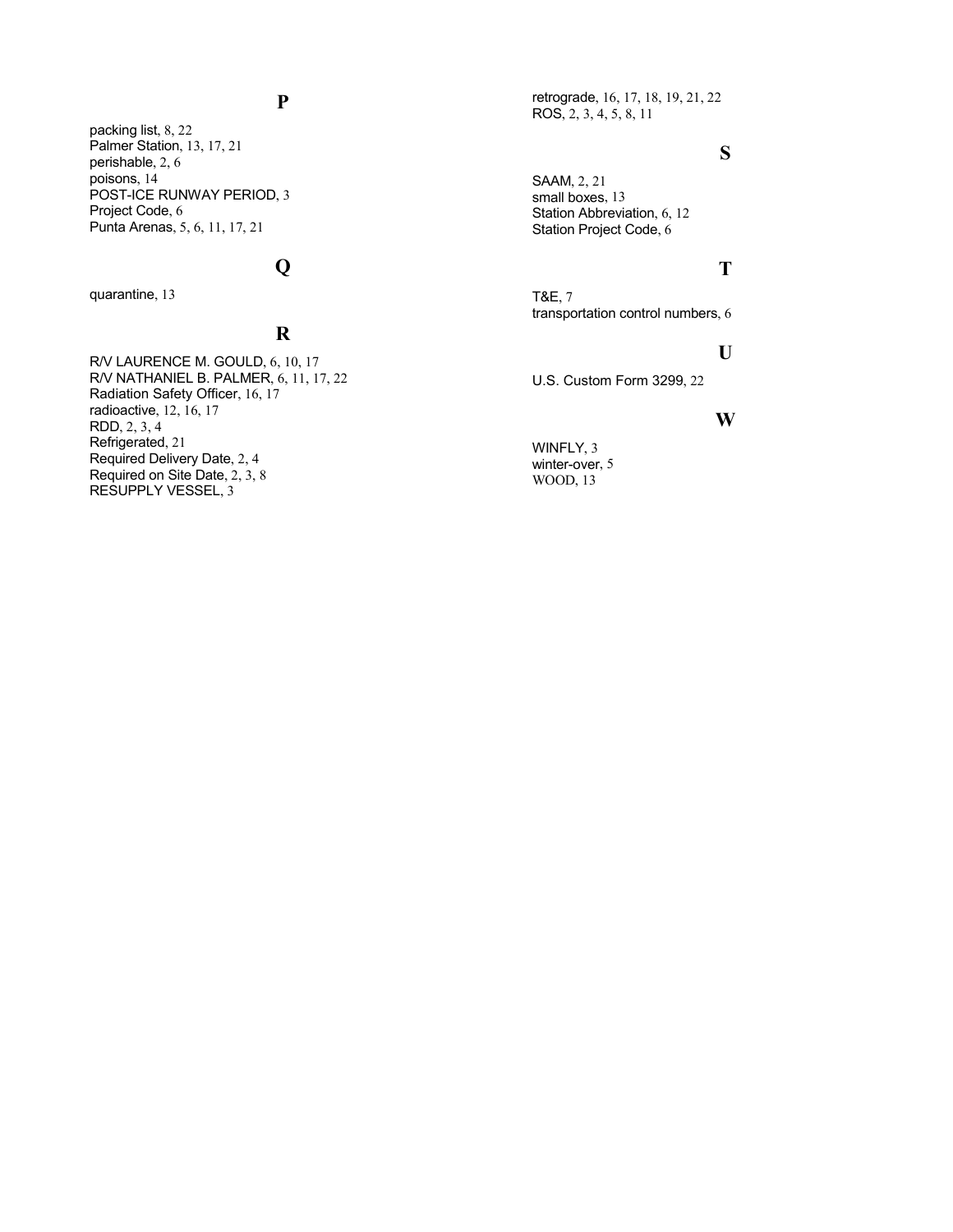## P

packing list, 8, 22
Palmer Station, 13, 17, 21
perishable, 2, 6
poisons, 14
POST-ICE RUNWAY PERIOD, 3
Project Code, 6
Punta Arenas, 5, 6, 11, 17, 21

## Q

quarantine, 13

## R

R/V LAURENCE M. GOULD, 6, 10, 17
R/V NATHANIEL B. PALMER, 6, 11, 17, 22
Radiation Safety Officer, 16, 17
radioactive, 12, 16, 17
RDD, 2, 3, 4
Refrigerated, 21
Required Delivery Date, 2, 4
Required on Site Date, 2, 3, 8
RESUPPLY VESSEL, 3
retrograde, 16, 17, 18, 19, 21, 22
ROS, 2, 3, 4, 5, 8, 11

## S

SAAM, 2, 21
small boxes, 13
Station Abbreviation, 6, 12
Station Project Code, 6

## T

T&E, 7
transportation control numbers, 6

## U

U.S. Custom Form 3299, 22

## W

WINFLY, 3
winter-over, 5
WOOD, 13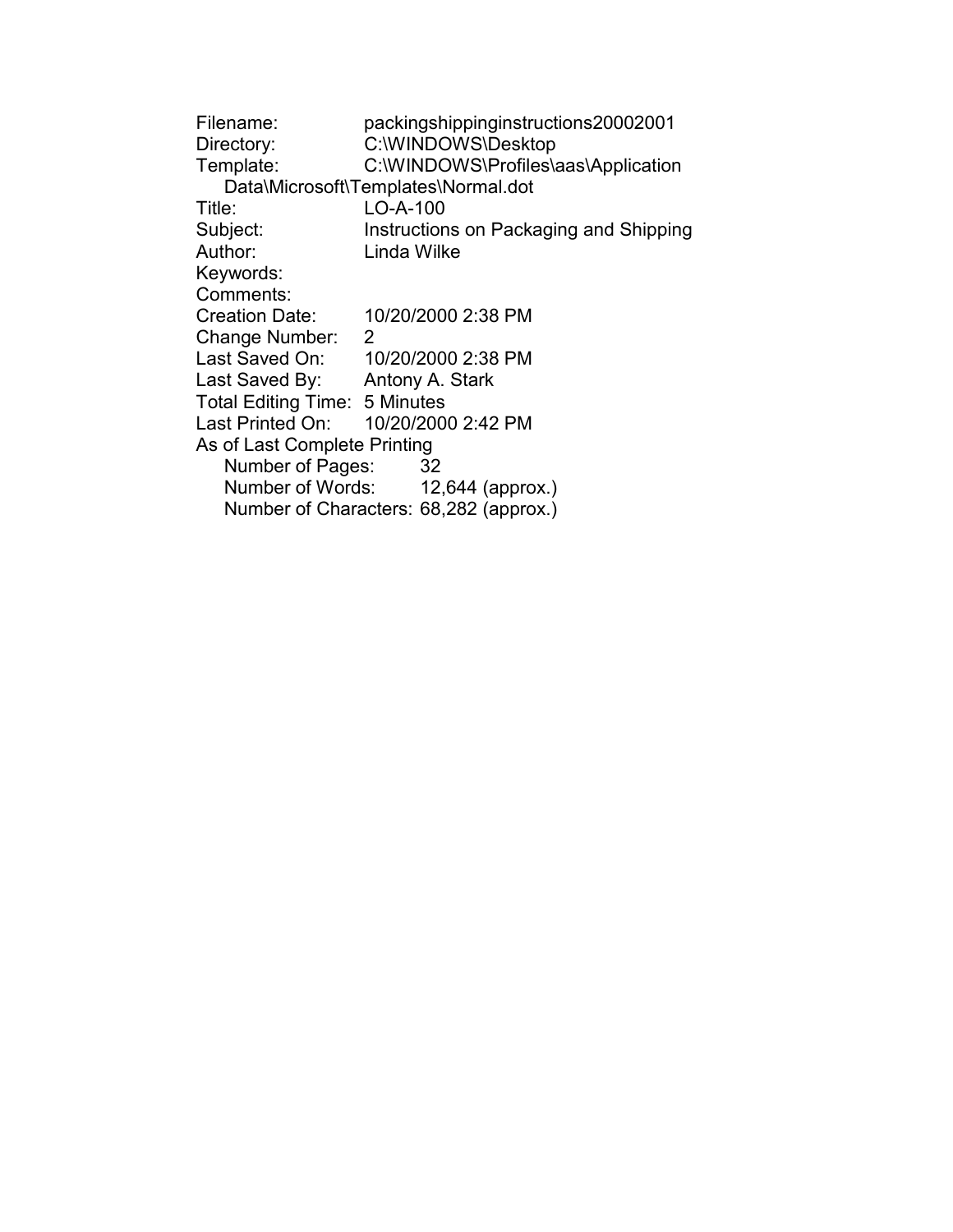Filename: packingshippinginstructions20002001
Directory: C:\WINDOWS\Desktop
Template: C:\WINDOWS\Profiles\aas\Application Data\Microsoft\Templates\Normal.dot
Title: LO-A-100
Subject: Instructions on Packaging and Shipping
Author: Linda Wilke
Keywords:
Comments:
Creation Date: 10/20/2000 2:38 PM
Change Number: 2
Last Saved On: 10/20/2000 2:38 PM
Last Saved By: Antony A. Stark
Total Editing Time: 5 Minutes
Last Printed On: 10/20/2000 2:42 PM
As of Last Complete Printing
Number of Pages: 32
Number of Words: 12,644 (approx.)
Number of Characters: 68,282 (approx.)